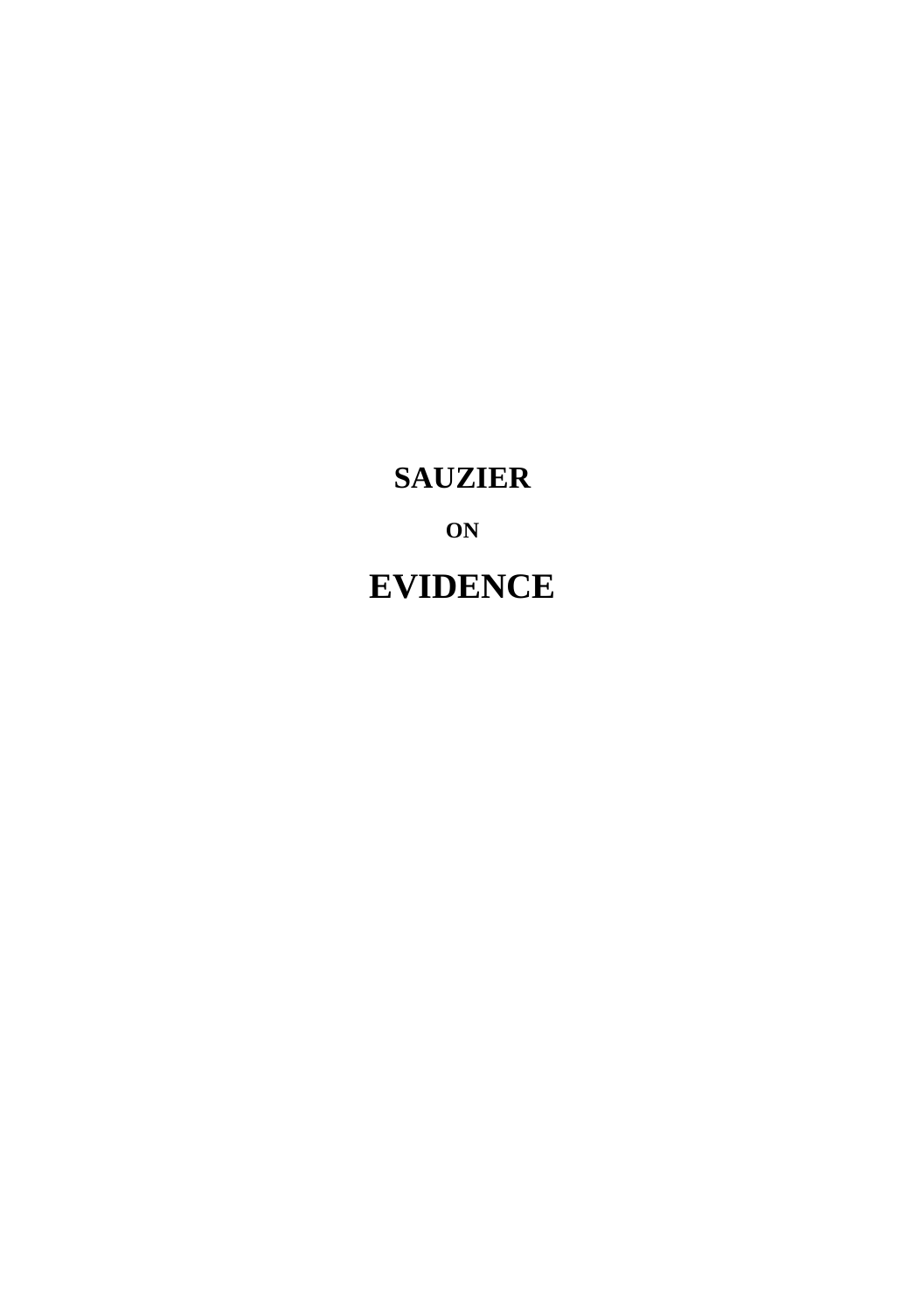# SAUZIER

**ON**

# EVIDENCE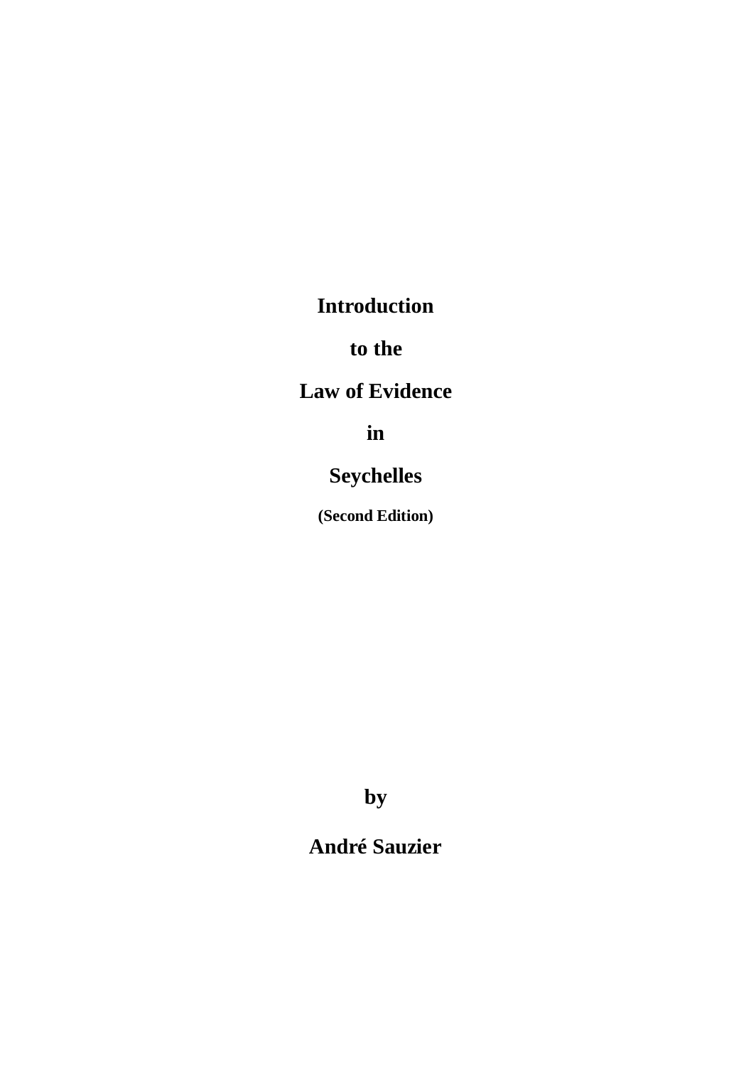# Introduction to the Law of Evidence in Seychelles

**(Second Edition)**

**by**

**André Sauzier**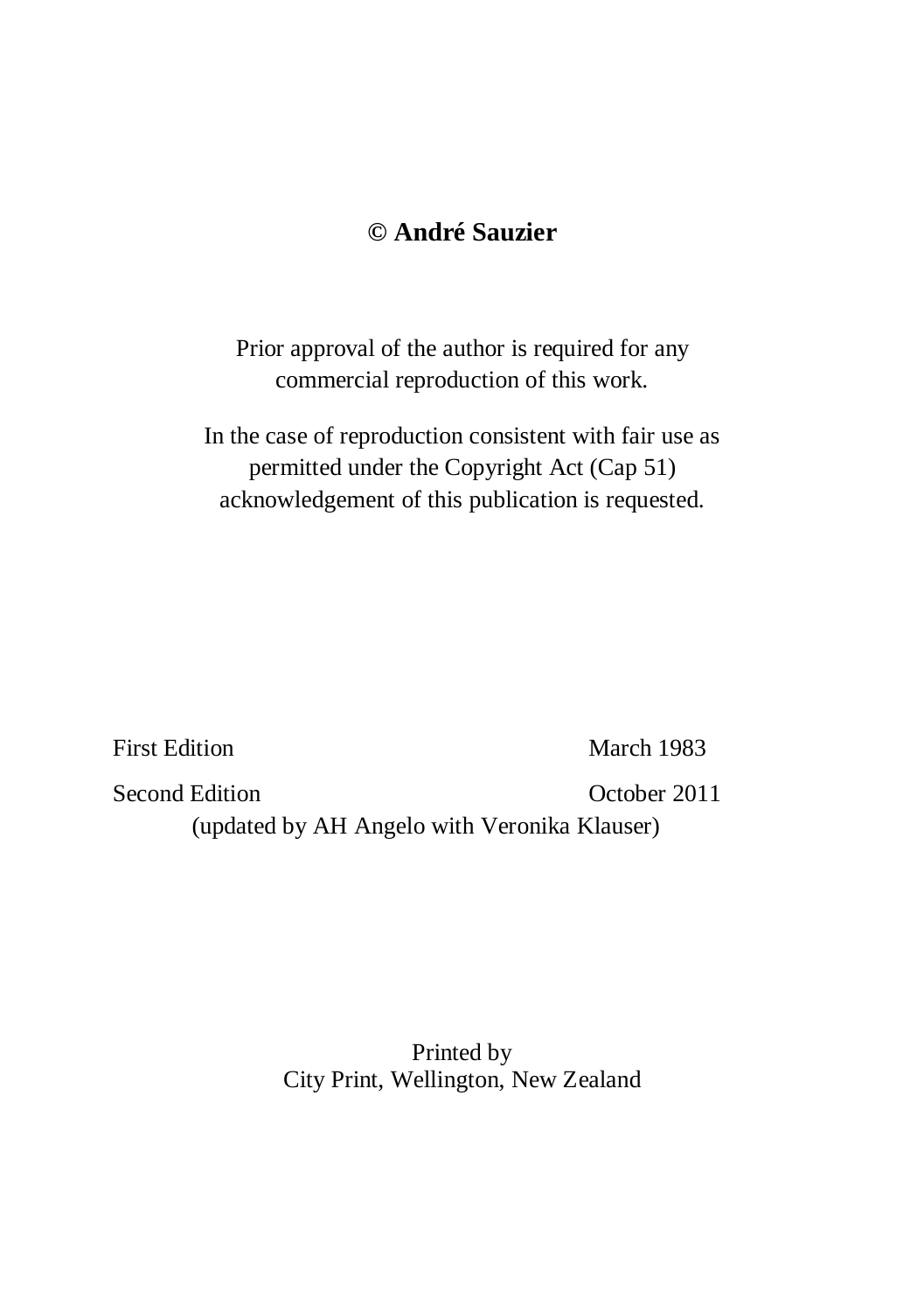**© André Sauzier**

Prior approval of the author is required for any commercial reproduction of this work.

In the case of reproduction consistent with fair use as permitted under the Copyright Act (Cap 51) acknowledgement of this publication is requested.

First Edition March 1983

Second Edition October 2011
(updated by AH Angelo with Veronika Klauser)

Printed by
City Print, Wellington, New Zealand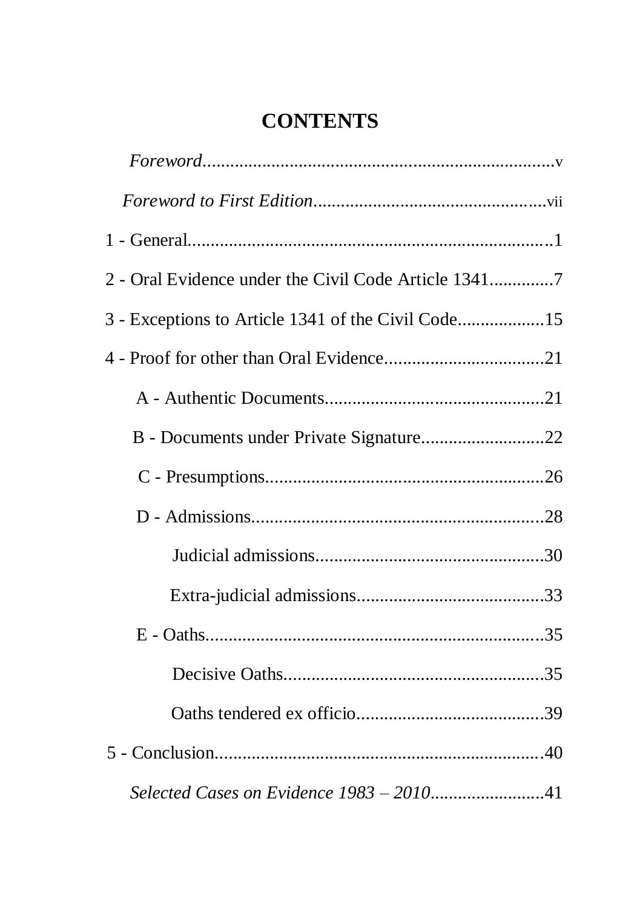# CONTENTS

*Foreword*..........................................................................v

*Foreword to First Edition*...................................................vii

1 - General..............................................................................1

2 - Oral Evidence under the Civil Code Article 1341.............7

3 - Exceptions to Article 1341 of the Civil Code..................15

4 - Proof for other than Oral Evidence..................................21

- A - Authentic Documents................................................21
- B - Documents under Private Signature..........................22
- C - Presumptions.............................................................26
- D - Admissions................................................................28
  - Judicial admissions..................................................30
  - Extra-judicial admissions.........................................33
- E - Oaths..........................................................................35
  - Decisive Oaths.........................................................35
  - Oaths tendered ex officio........................................39

5 - Conclusion.........................................................................40

*Selected Cases on Evidence 1983 – 2010*.........................41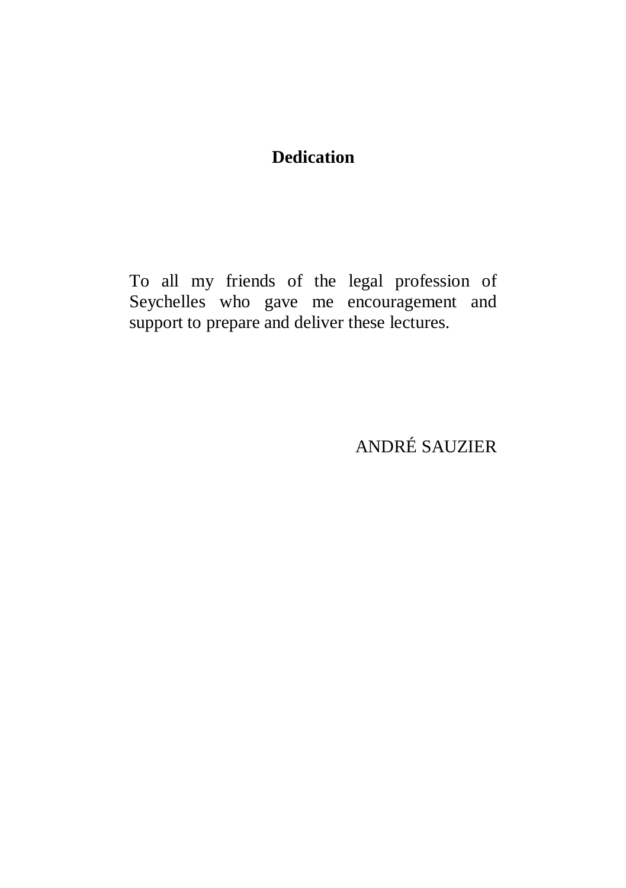**Dedication**

To all my friends of the legal profession of Seychelles who gave me encouragement and support to prepare and deliver these lectures.

ANDRÉ SAUZIER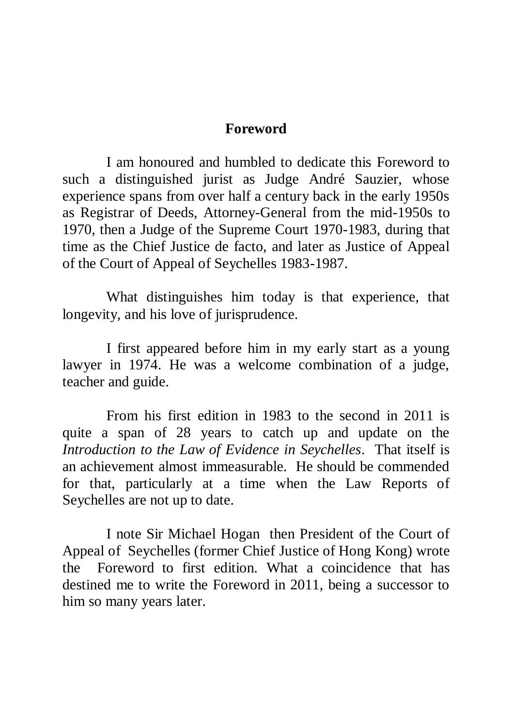## Foreword

I am honoured and humbled to dedicate this Foreword to such a distinguished jurist as Judge André Sauzier, whose experience spans from over half a century back in the early 1950s as Registrar of Deeds, Attorney-General from the mid-1950s to 1970, then a Judge of the Supreme Court 1970-1983, during that time as the Chief Justice de facto, and later as Justice of Appeal of the Court of Appeal of Seychelles 1983-1987.

What distinguishes him today is that experience, that longevity, and his love of jurisprudence.

I first appeared before him in my early start as a young lawyer in 1974. He was a welcome combination of a judge, teacher and guide.

From his first edition in 1983 to the second in 2011 is quite a span of 28 years to catch up and update on the *Introduction to the Law of Evidence in Seychelles*. That itself is an achievement almost immeasurable. He should be commended for that, particularly at a time when the Law Reports of Seychelles are not up to date.

I note Sir Michael Hogan then President of the Court of Appeal of Seychelles (former Chief Justice of Hong Kong) wrote the Foreword to first edition. What a coincidence that has destined me to write the Foreword in 2011, being a successor to him so many years later.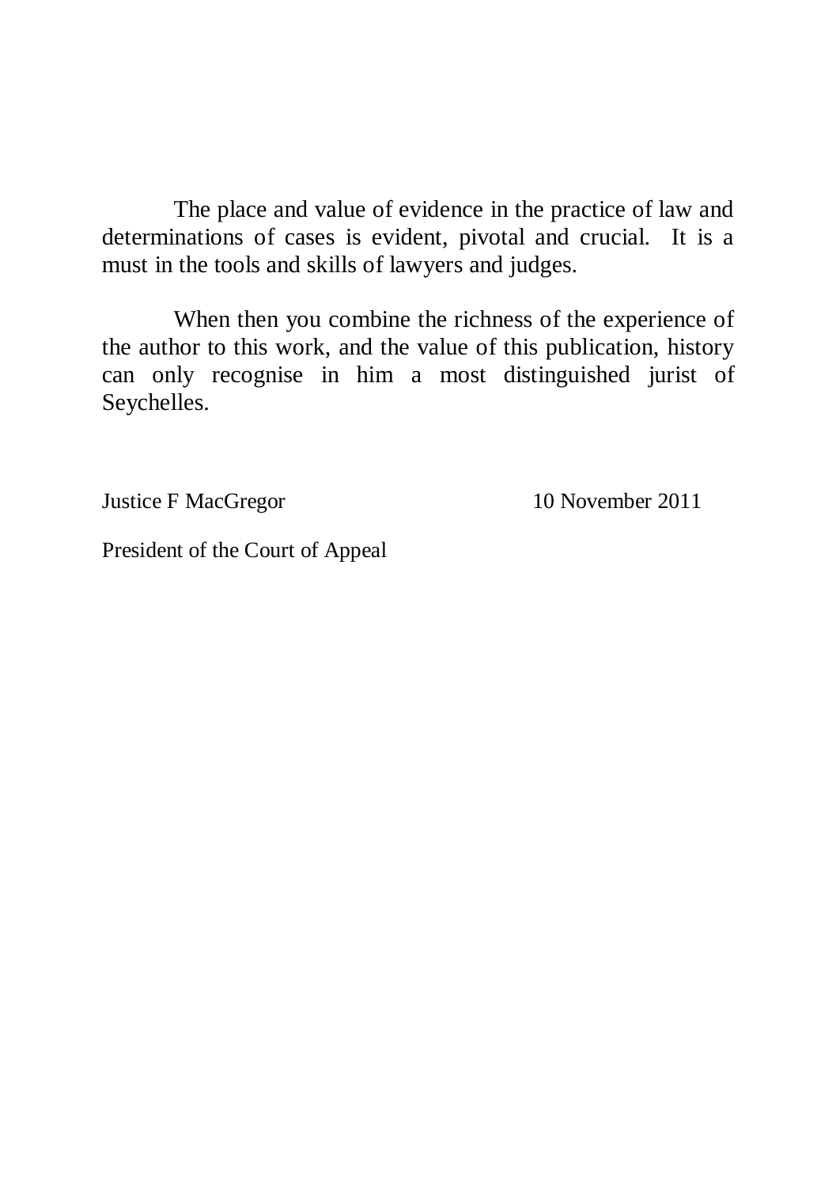The place and value of evidence in the practice of law and determinations of cases is evident, pivotal and crucial. It is a must in the tools and skills of lawyers and judges.

When then you combine the richness of the experience of the author to this work, and the value of this publication, history can only recognise in him a most distinguished jurist of Seychelles.

Justice F MacGregor 10 November 2011

President of the Court of Appeal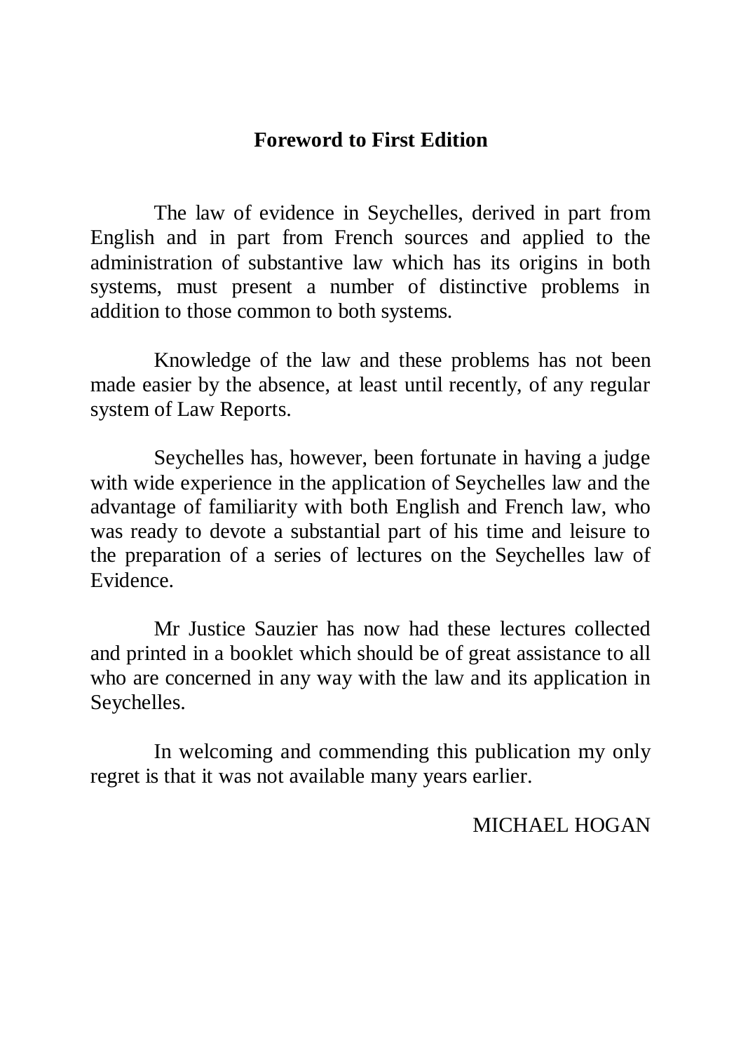## Foreword to First Edition

The law of evidence in Seychelles, derived in part from English and in part from French sources and applied to the administration of substantive law which has its origins in both systems, must present a number of distinctive problems in addition to those common to both systems.

Knowledge of the law and these problems has not been made easier by the absence, at least until recently, of any regular system of Law Reports.

Seychelles has, however, been fortunate in having a judge with wide experience in the application of Seychelles law and the advantage of familiarity with both English and French law, who was ready to devote a substantial part of his time and leisure to the preparation of a series of lectures on the Seychelles law of Evidence.

Mr Justice Sauzier has now had these lectures collected and printed in a booklet which should be of great assistance to all who are concerned in any way with the law and its application in Seychelles.

In welcoming and commending this publication my only regret is that it was not available many years earlier.

MICHAEL HOGAN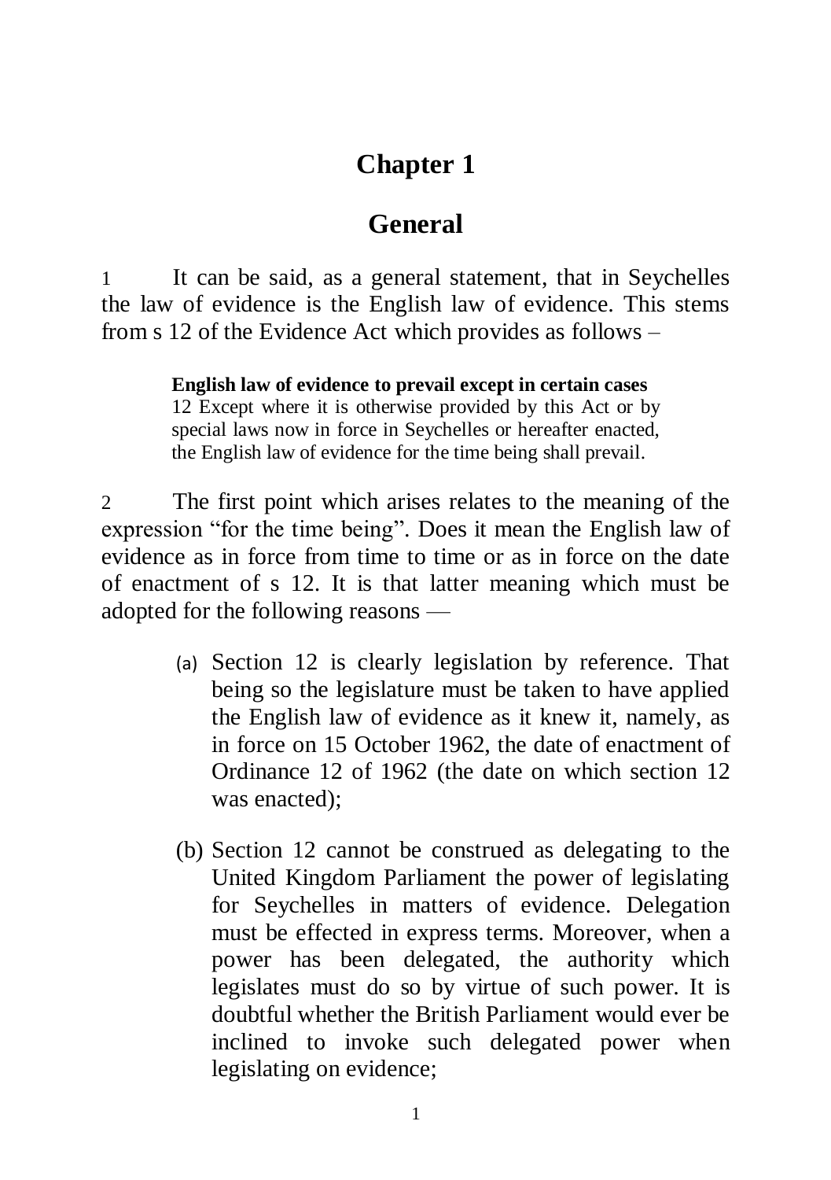# Chapter 1

## General

1 It can be said, as a general statement, that in Seychelles the law of evidence is the English law of evidence. This stems from s 12 of the Evidence Act which provides as follows –

> **English law of evidence to prevail except in certain cases**
> 12 Except where it is otherwise provided by this Act or by special laws now in force in Seychelles or hereafter enacted, the English law of evidence for the time being shall prevail.

2 The first point which arises relates to the meaning of the expression "for the time being". Does it mean the English law of evidence as in force from time to time or as in force on the date of enactment of s 12. It is that latter meaning which must be adopted for the following reasons —

(a) Section 12 is clearly legislation by reference. That being so the legislature must be taken to have applied the English law of evidence as it knew it, namely, as in force on 15 October 1962, the date of enactment of Ordinance 12 of 1962 (the date on which section 12 was enacted);

(b) Section 12 cannot be construed as delegating to the United Kingdom Parliament the power of legislating for Seychelles in matters of evidence. Delegation must be effected in express terms. Moreover, when a power has been delegated, the authority which legislates must do so by virtue of such power. It is doubtful whether the British Parliament would ever be inclined to invoke such delegated power when legislating on evidence;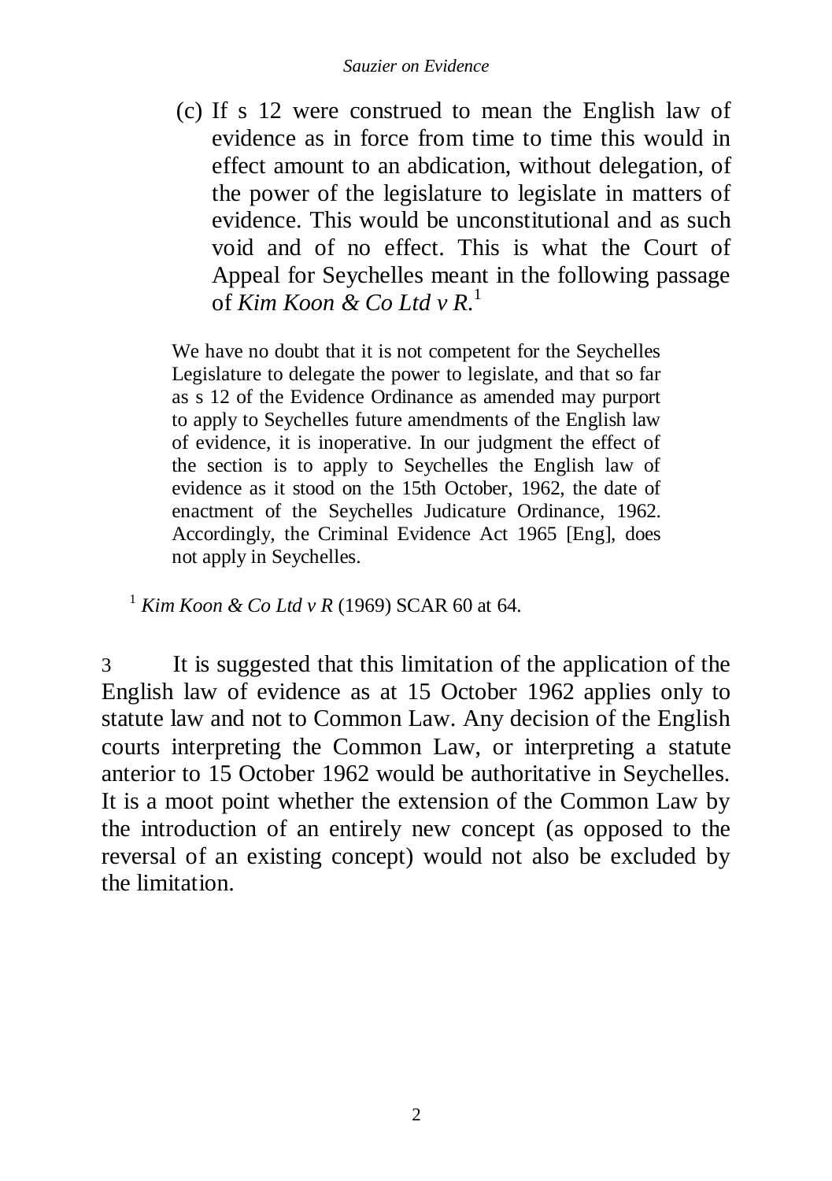(c) If s 12 were construed to mean the English law of evidence as in force from time to time this would in effect amount to an abdication, without delegation, of the power of the legislature to legislate in matters of evidence. This would be unconstitutional and as such void and of no effect. This is what the Court of Appeal for Seychelles meant in the following passage of *Kim Koon & Co Ltd v R.*[1]

> We have no doubt that it is not competent for the Seychelles Legislature to delegate the power to legislate, and that so far as s 12 of the Evidence Ordinance as amended may purport to apply to Seychelles future amendments of the English law of evidence, it is inoperative. In our judgment the effect of the section is to apply to Seychelles the English law of evidence as it stood on the 15th October, 1962, the date of enactment of the Seychelles Judicature Ordinance, 1962. Accordingly, the Criminal Evidence Act 1965 [Eng], does not apply in Seychelles.

[1] *Kim Koon & Co Ltd v R* (1969) SCAR 60 at 64.

3 It is suggested that this limitation of the application of the English law of evidence as at 15 October 1962 applies only to statute law and not to Common Law. Any decision of the English courts interpreting the Common Law, or interpreting a statute anterior to 15 October 1962 would be authoritative in Seychelles. It is a moot point whether the extension of the Common Law by the introduction of an entirely new concept (as opposed to the reversal of an existing concept) would not also be excluded by the limitation.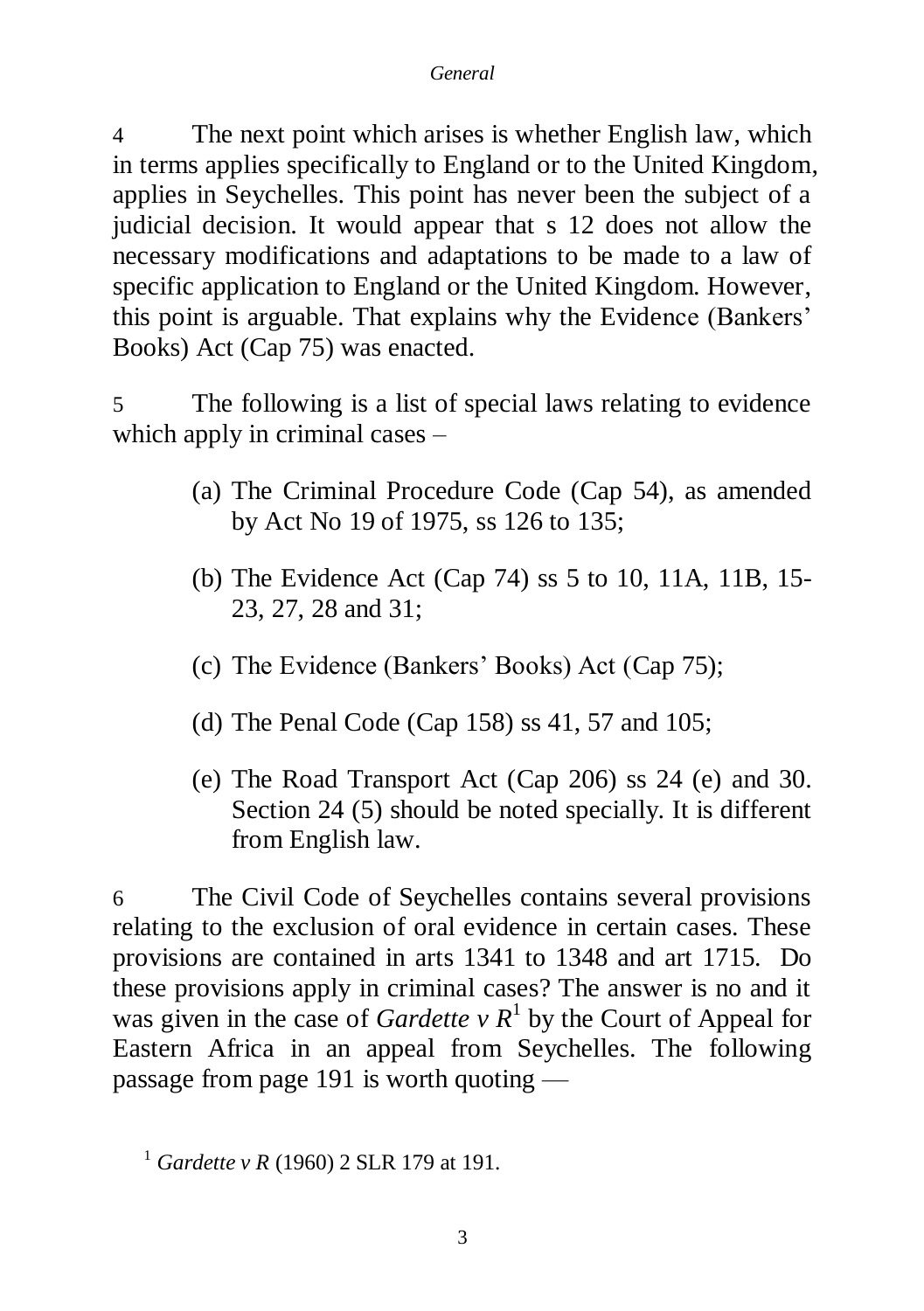4 The next point which arises is whether English law, which in terms applies specifically to England or to the United Kingdom, applies in Seychelles. This point has never been the subject of a judicial decision. It would appear that s 12 does not allow the necessary modifications and adaptations to be made to a law of specific application to England or the United Kingdom. However, this point is arguable. That explains why the Evidence (Bankers' Books) Act (Cap 75) was enacted.

5 The following is a list of special laws relating to evidence which apply in criminal cases –

- (a) The Criminal Procedure Code (Cap 54), as amended by Act No 19 of 1975, ss 126 to 135;
- (b) The Evidence Act (Cap 74) ss 5 to 10, 11A, 11B, 15-23, 27, 28 and 31;
- (c) The Evidence (Bankers' Books) Act (Cap 75);
- (d) The Penal Code (Cap 158) ss 41, 57 and 105;
- (e) The Road Transport Act (Cap 206) ss 24 (e) and 30. Section 24 (5) should be noted specially. It is different from English law.

6 The Civil Code of Seychelles contains several provisions relating to the exclusion of oral evidence in certain cases. These provisions are contained in arts 1341 to 1348 and art 1715. Do these provisions apply in criminal cases? The answer is no and it was given in the case of *Gardette v R*[1] by the Court of Appeal for Eastern Africa in an appeal from Seychelles. The following passage from page 191 is worth quoting —

[1] *Gardette v R* (1960) 2 SLR 179 at 191.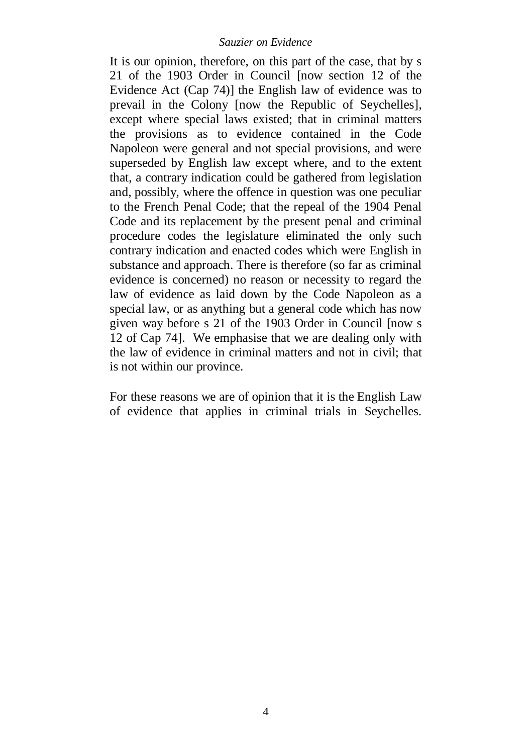It is our opinion, therefore, on this part of the case, that by s 21 of the 1903 Order in Council [now section 12 of the Evidence Act (Cap 74)] the English law of evidence was to prevail in the Colony [now the Republic of Seychelles], except where special laws existed; that in criminal matters the provisions as to evidence contained in the Code Napoleon were general and not special provisions, and were superseded by English law except where, and to the extent that, a contrary indication could be gathered from legislation and, possibly, where the offence in question was one peculiar to the French Penal Code; that the repeal of the 1904 Penal Code and its replacement by the present penal and criminal procedure codes the legislature eliminated the only such contrary indication and enacted codes which were English in substance and approach. There is therefore (so far as criminal evidence is concerned) no reason or necessity to regard the law of evidence as laid down by the Code Napoleon as a special law, or as anything but a general code which has now given way before s 21 of the 1903 Order in Council [now s 12 of Cap 74]. We emphasise that we are dealing only with the law of evidence in criminal matters and not in civil; that is not within our province.

For these reasons we are of opinion that it is the English Law of evidence that applies in criminal trials in Seychelles.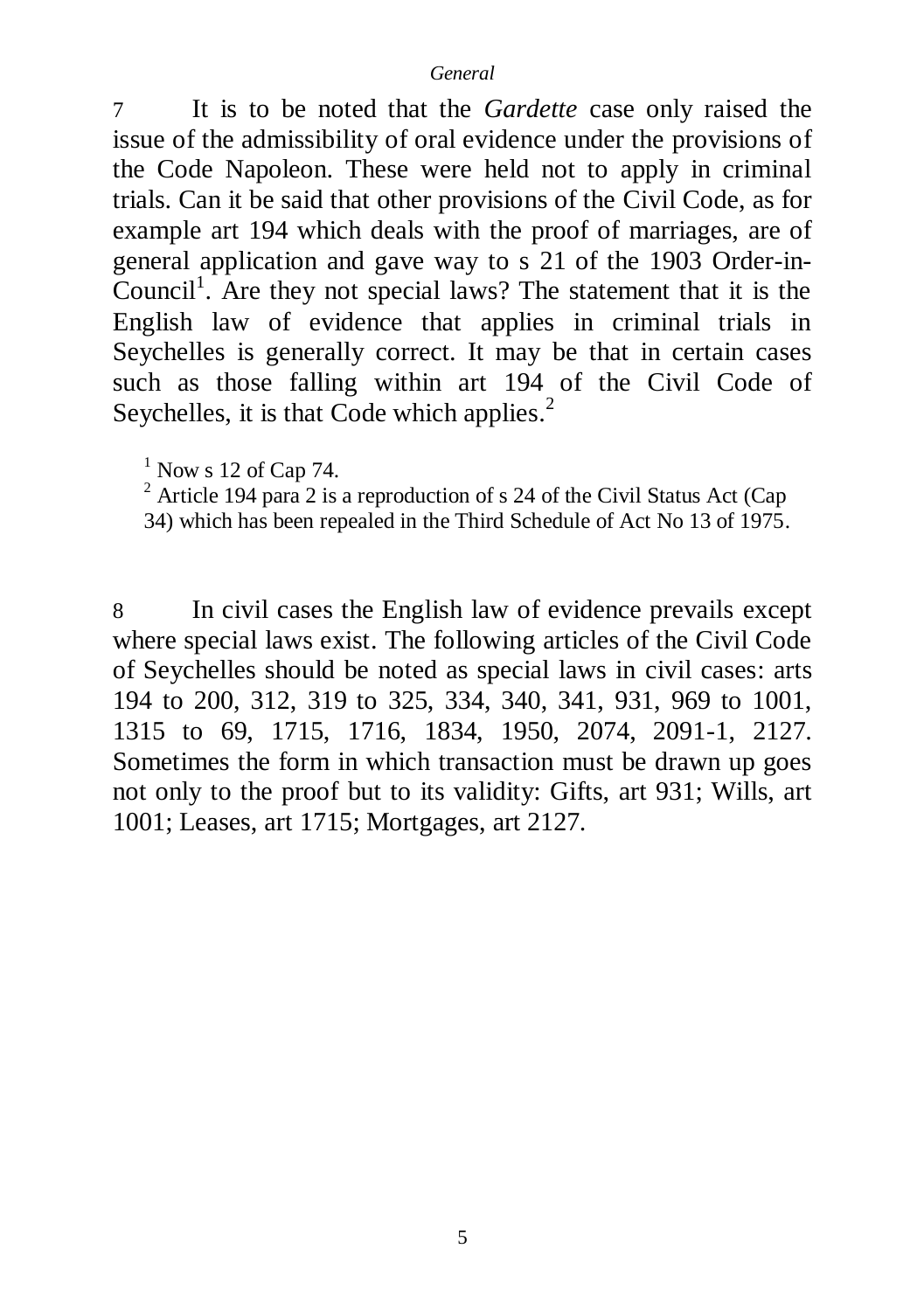7 It is to be noted that the *Gardette* case only raised the issue of the admissibility of oral evidence under the provisions of the Code Napoleon. These were held not to apply in criminal trials. Can it be said that other provisions of the Civil Code, as for example art 194 which deals with the proof of marriages, are of general application and gave way to s 21 of the 1903 Order-in-Council[1]. Are they not special laws? The statement that it is the English law of evidence that applies in criminal trials in Seychelles is generally correct. It may be that in certain cases such as those falling within art 194 of the Civil Code of Seychelles, it is that Code which applies.[2]

[1] Now s 12 of Cap 74.

[2] Article 194 para 2 is a reproduction of s 24 of the Civil Status Act (Cap 34) which has been repealed in the Third Schedule of Act No 13 of 1975.

8 In civil cases the English law of evidence prevails except where special laws exist. The following articles of the Civil Code of Seychelles should be noted as special laws in civil cases: arts 194 to 200, 312, 319 to 325, 334, 340, 341, 931, 969 to 1001, 1315 to 69, 1715, 1716, 1834, 1950, 2074, 2091-1, 2127. Sometimes the form in which transaction must be drawn up goes not only to the proof but to its validity: Gifts, art 931; Wills, art 1001; Leases, art 1715; Mortgages, art 2127.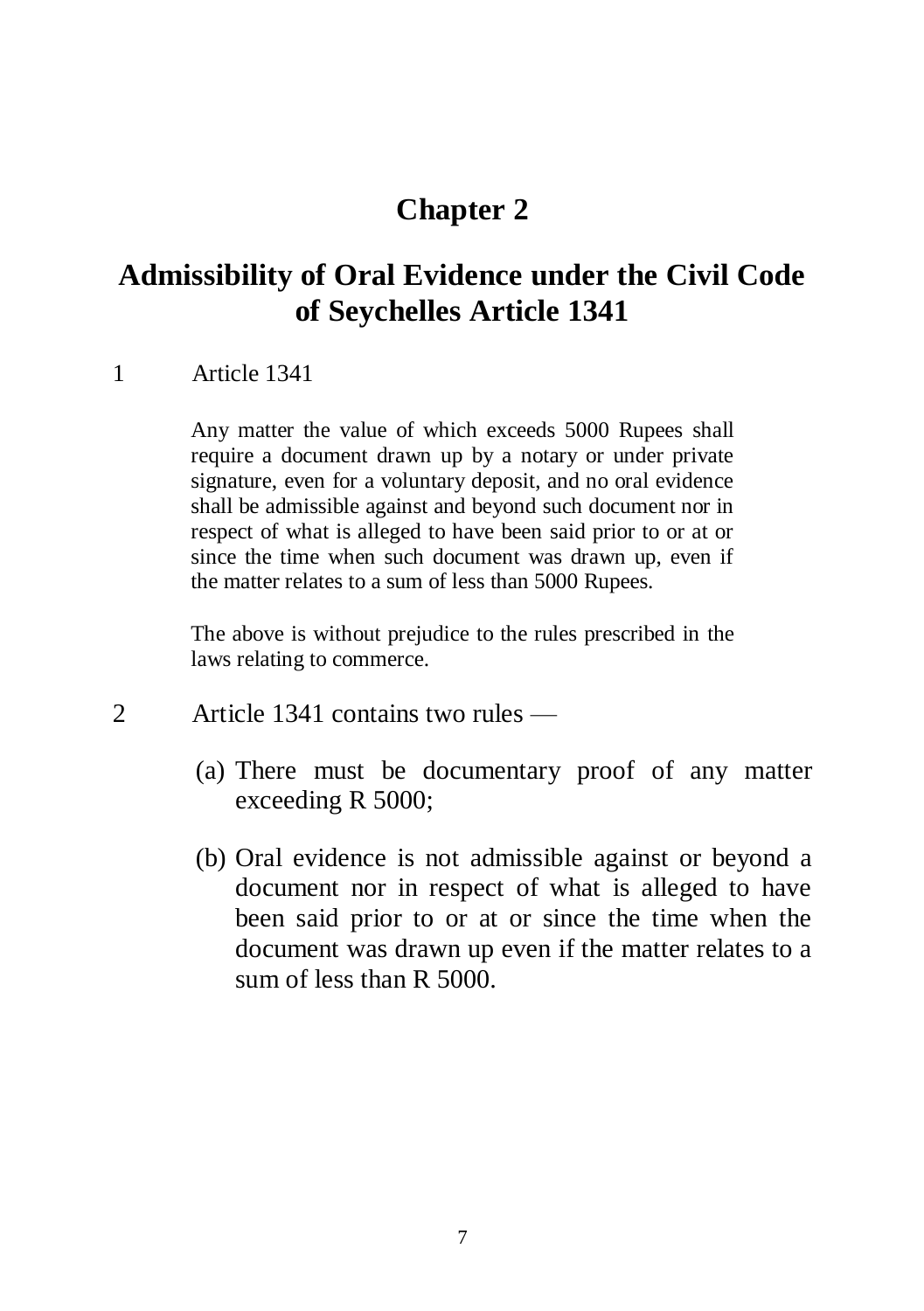# Chapter 2

## Admissibility of Oral Evidence under the Civil Code of Seychelles Article 1341

1 Article 1341

> Any matter the value of which exceeds 5000 Rupees shall require a document drawn up by a notary or under private signature, even for a voluntary deposit, and no oral evidence shall be admissible against and beyond such document nor in respect of what is alleged to have been said prior to or at or since the time when such document was drawn up, even if the matter relates to a sum of less than 5000 Rupees.
>
> The above is without prejudice to the rules prescribed in the laws relating to commerce.

2 Article 1341 contains two rules —

(a) There must be documentary proof of any matter exceeding R 5000;

(b) Oral evidence is not admissible against or beyond a document nor in respect of what is alleged to have been said prior to or at or since the time when the document was drawn up even if the matter relates to a sum of less than R 5000.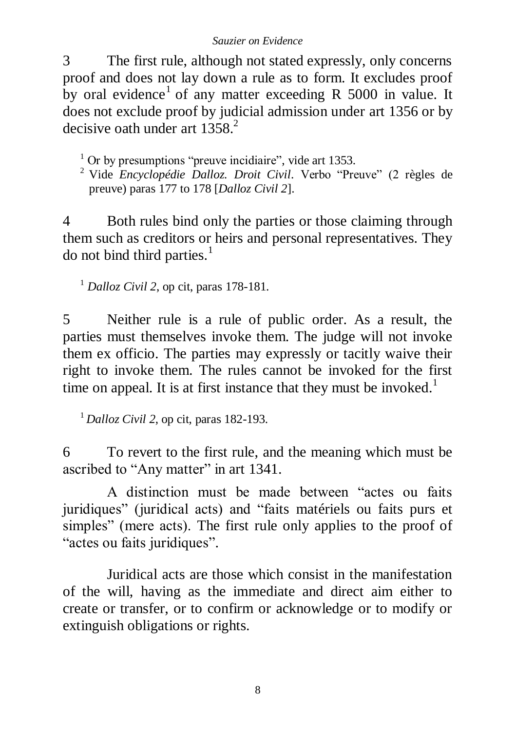3 The first rule, although not stated expressly, only concerns proof and does not lay down a rule as to form. It excludes proof by oral evidence[1] of any matter exceeding R 5000 in value. It does not exclude proof by judicial admission under art 1356 or by decisive oath under art 1358.[2]

[1] Or by presumptions "preuve incidiaire", vide art 1353.

[2] Vide *Encyclopédie Dalloz. Droit Civil*. Verbo "Preuve" (2 règles de preuve) paras 177 to 178 [*Dalloz Civil 2*].

4 Both rules bind only the parties or those claiming through them such as creditors or heirs and personal representatives. They do not bind third parties.[1]

[1] *Dalloz Civil 2*, op cit, paras 178-181.

5 Neither rule is a rule of public order. As a result, the parties must themselves invoke them. The judge will not invoke them ex officio. The parties may expressly or tacitly waive their right to invoke them. The rules cannot be invoked for the first time on appeal. It is at first instance that they must be invoked.[1]

[1] *Dalloz Civil 2*, op cit, paras 182-193.

6 To revert to the first rule, and the meaning which must be ascribed to "Any matter" in art 1341.

A distinction must be made between "actes ou faits juridiques" (juridical acts) and "faits matériels ou faits purs et simples" (mere acts). The first rule only applies to the proof of "actes ou faits juridiques".

Juridical acts are those which consist in the manifestation of the will, having as the immediate and direct aim either to create or transfer, or to confirm or acknowledge or to modify or extinguish obligations or rights.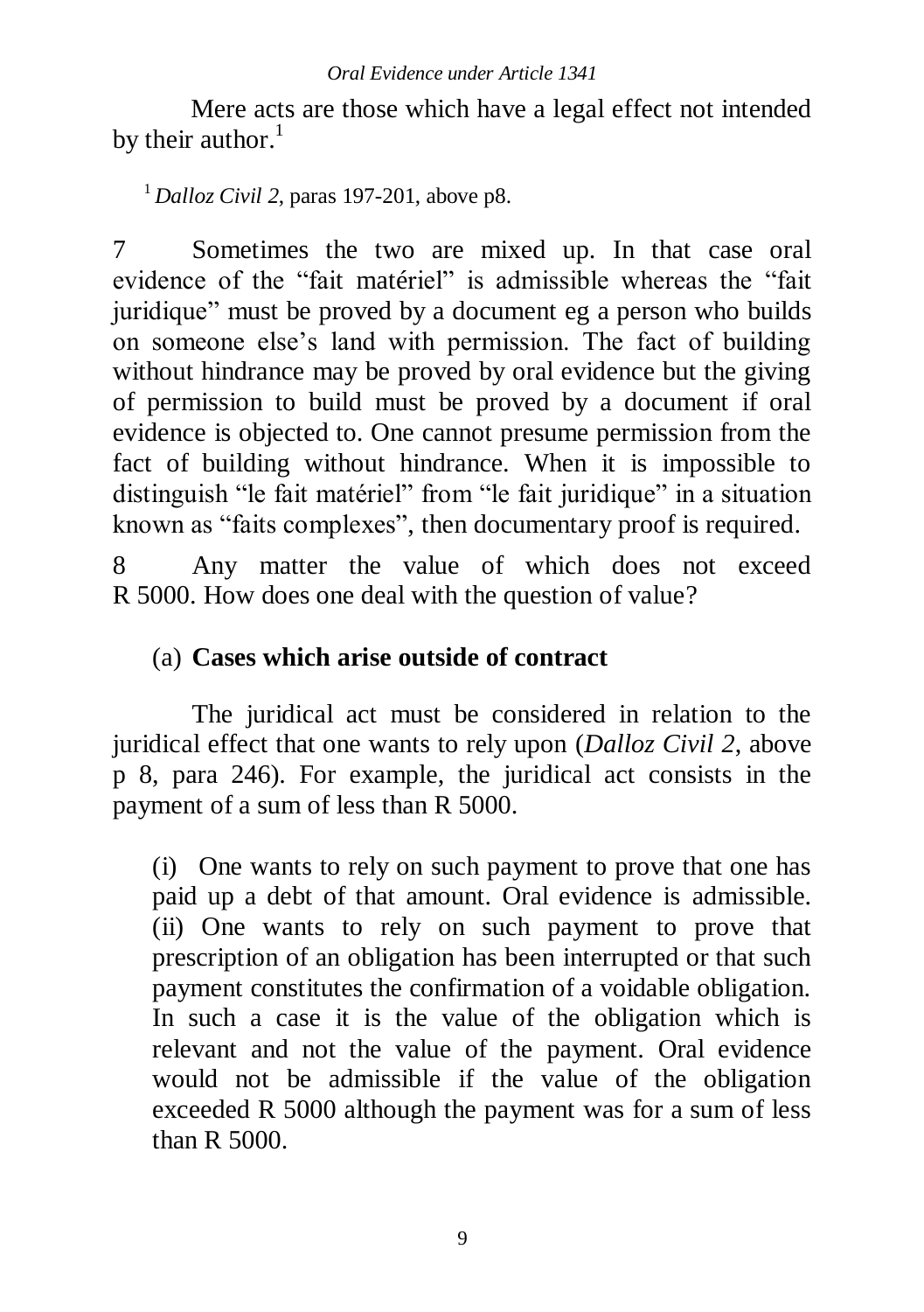Mere acts are those which have a legal effect not intended by their author.[1]

[1] *Dalloz Civil 2*, paras 197-201, above p8.

7 Sometimes the two are mixed up. In that case oral evidence of the "fait matériel" is admissible whereas the "fait juridique" must be proved by a document eg a person who builds on someone else's land with permission. The fact of building without hindrance may be proved by oral evidence but the giving of permission to build must be proved by a document if oral evidence is objected to. One cannot presume permission from the fact of building without hindrance. When it is impossible to distinguish "le fait matériel" from "le fait juridique" in a situation known as "faits complexes", then documentary proof is required.

8 Any matter the value of which does not exceed R 5000. How does one deal with the question of value?

(a) **Cases which arise outside of contract**

The juridical act must be considered in relation to the juridical effect that one wants to rely upon (*Dalloz Civil 2*, above p 8, para 246). For example, the juridical act consists in the payment of a sum of less than R 5000.

(i) One wants to rely on such payment to prove that one has paid up a debt of that amount. Oral evidence is admissible.
(ii) One wants to rely on such payment to prove that prescription of an obligation has been interrupted or that such payment constitutes the confirmation of a voidable obligation. In such a case it is the value of the obligation which is relevant and not the value of the payment. Oral evidence would not be admissible if the value of the obligation exceeded R 5000 although the payment was for a sum of less than R 5000.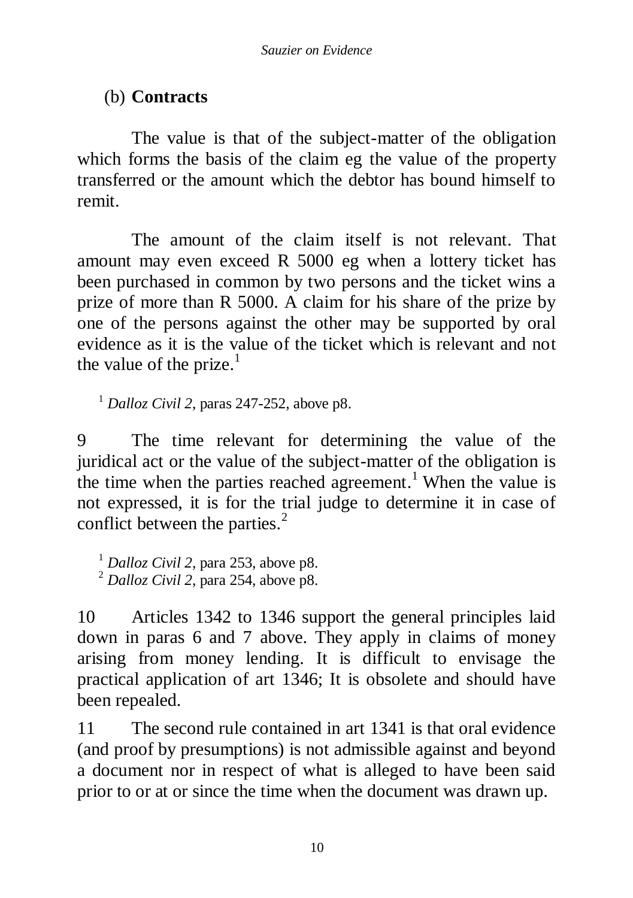(b) **Contracts**

The value is that of the subject-matter of the obligation which forms the basis of the claim eg the value of the property transferred or the amount which the debtor has bound himself to remit.

The amount of the claim itself is not relevant. That amount may even exceed R 5000 eg when a lottery ticket has been purchased in common by two persons and the ticket wins a prize of more than R 5000. A claim for his share of the prize by one of the persons against the other may be supported by oral evidence as it is the value of the ticket which is relevant and not the value of the prize.[1]

[1] *Dalloz Civil 2*, paras 247-252, above p8.

9 The time relevant for determining the value of the juridical act or the value of the subject-matter of the obligation is the time when the parties reached agreement.[1] When the value is not expressed, it is for the trial judge to determine it in case of conflict between the parties.[2]

[1] *Dalloz Civil 2*, para 253, above p8.
[2] *Dalloz Civil 2*, para 254, above p8.

10 Articles 1342 to 1346 support the general principles laid down in paras 6 and 7 above. They apply in claims of money arising from money lending. It is difficult to envisage the practical application of art 1346; It is obsolete and should have been repealed.

11 The second rule contained in art 1341 is that oral evidence (and proof by presumptions) is not admissible against and beyond a document nor in respect of what is alleged to have been said prior to or at or since the time when the document was drawn up.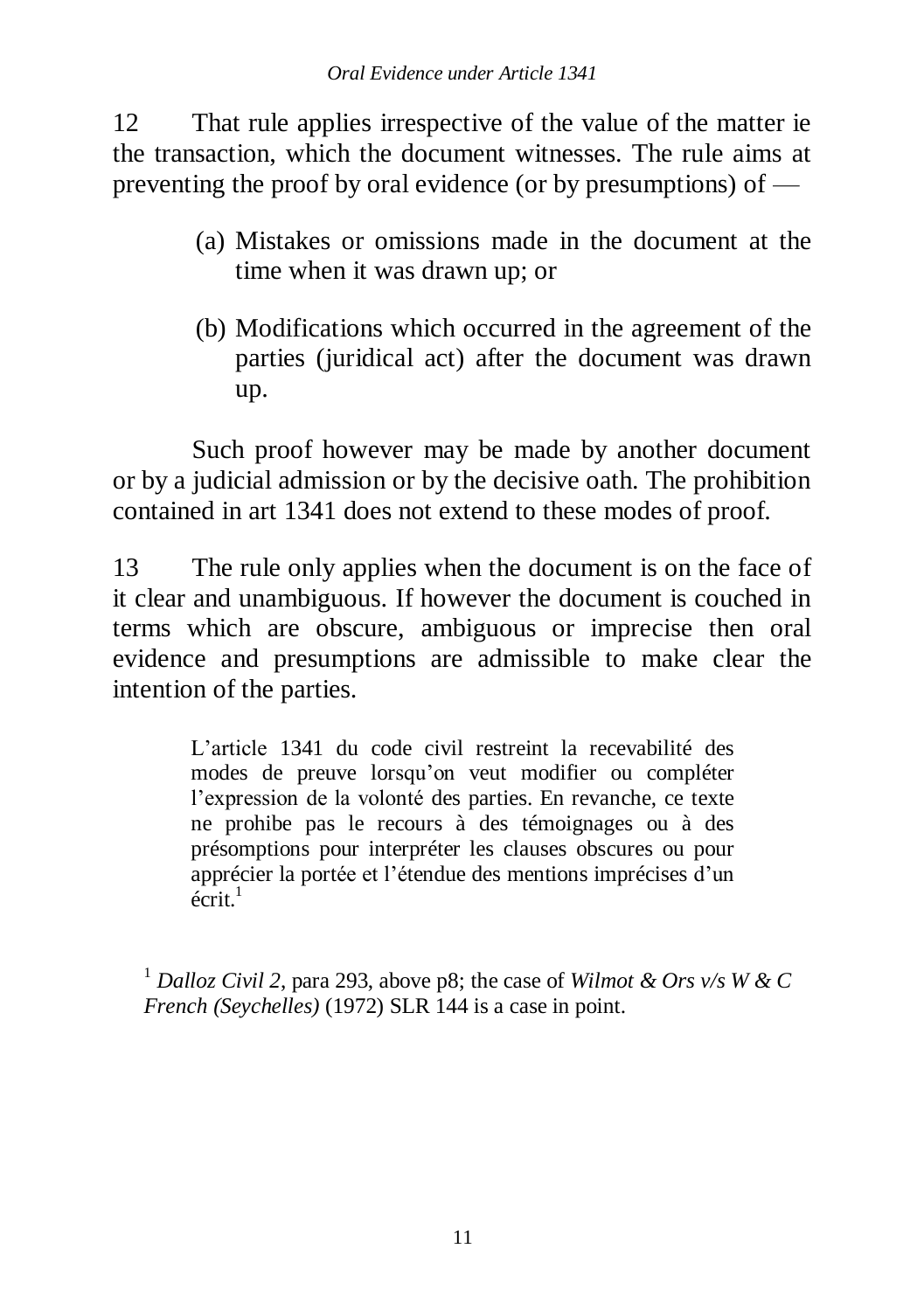12 That rule applies irrespective of the value of the matter ie the transaction, which the document witnesses. The rule aims at preventing the proof by oral evidence (or by presumptions) of —

(a) Mistakes or omissions made in the document at the time when it was drawn up; or

(b) Modifications which occurred in the agreement of the parties (juridical act) after the document was drawn up.

Such proof however may be made by another document or by a judicial admission or by the decisive oath. The prohibition contained in art 1341 does not extend to these modes of proof.

13 The rule only applies when the document is on the face of it clear and unambiguous. If however the document is couched in terms which are obscure, ambiguous or imprecise then oral evidence and presumptions are admissible to make clear the intention of the parties.

> L'article 1341 du code civil restreint la recevabilité des modes de preuve lorsqu'on veut modifier ou compléter l'expression de la volonté des parties. En revanche, ce texte ne prohibe pas le recours à des témoignages ou à des présomptions pour interpréter les clauses obscures ou pour apprécier la portée et l'étendue des mentions imprécises d'un écrit.[1]

[1] *Dalloz Civil 2*, para 293, above p8; the case of *Wilmot & Ors v/s W & C French (Seychelles)* (1972) SLR 144 is a case in point.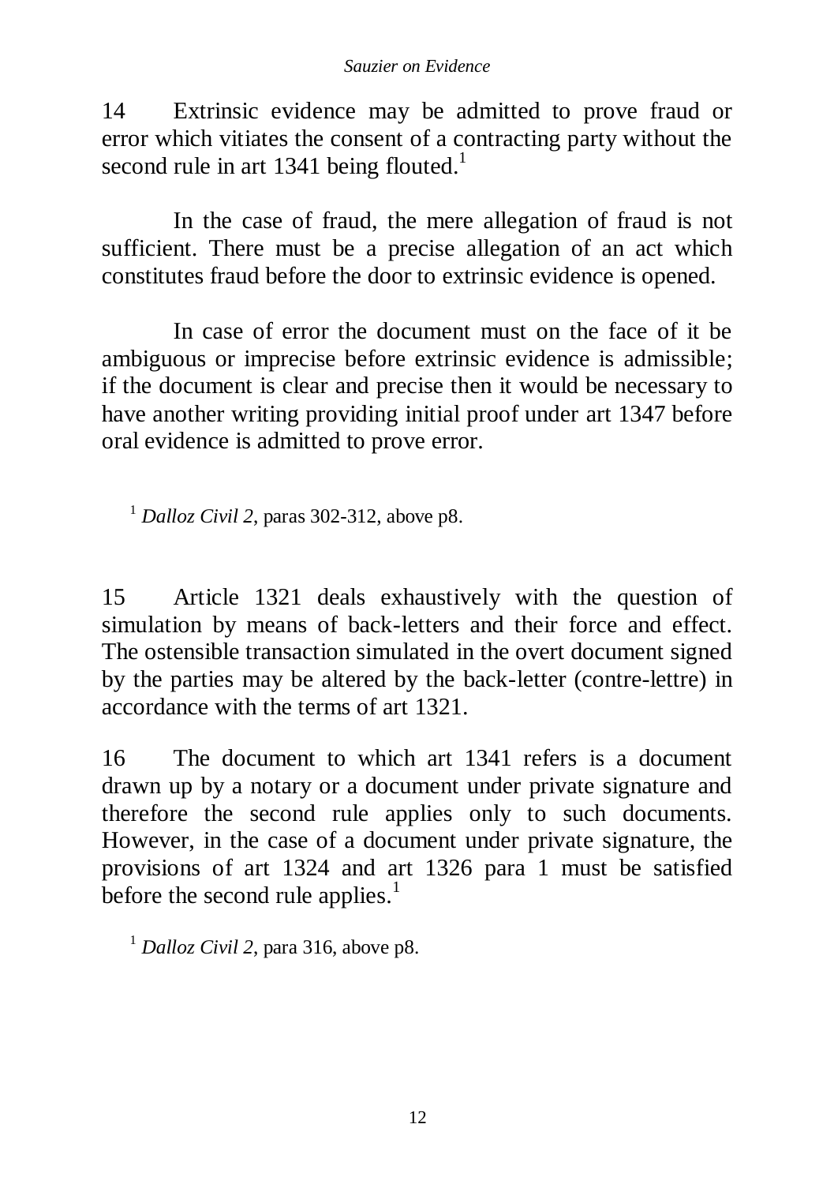14 Extrinsic evidence may be admitted to prove fraud or error which vitiates the consent of a contracting party without the second rule in art 1341 being flouted.[1]

In the case of fraud, the mere allegation of fraud is not sufficient. There must be a precise allegation of an act which constitutes fraud before the door to extrinsic evidence is opened.

In case of error the document must on the face of it be ambiguous or imprecise before extrinsic evidence is admissible; if the document is clear and precise then it would be necessary to have another writing providing initial proof under art 1347 before oral evidence is admitted to prove error.

[1] *Dalloz Civil 2*, paras 302-312, above p8.

15 Article 1321 deals exhaustively with the question of simulation by means of back-letters and their force and effect. The ostensible transaction simulated in the overt document signed by the parties may be altered by the back-letter (contre-lettre) in accordance with the terms of art 1321.

16 The document to which art 1341 refers is a document drawn up by a notary or a document under private signature and therefore the second rule applies only to such documents. However, in the case of a document under private signature, the provisions of art 1324 and art 1326 para 1 must be satisfied before the second rule applies.[1]

[1] *Dalloz Civil 2*, para 316, above p8.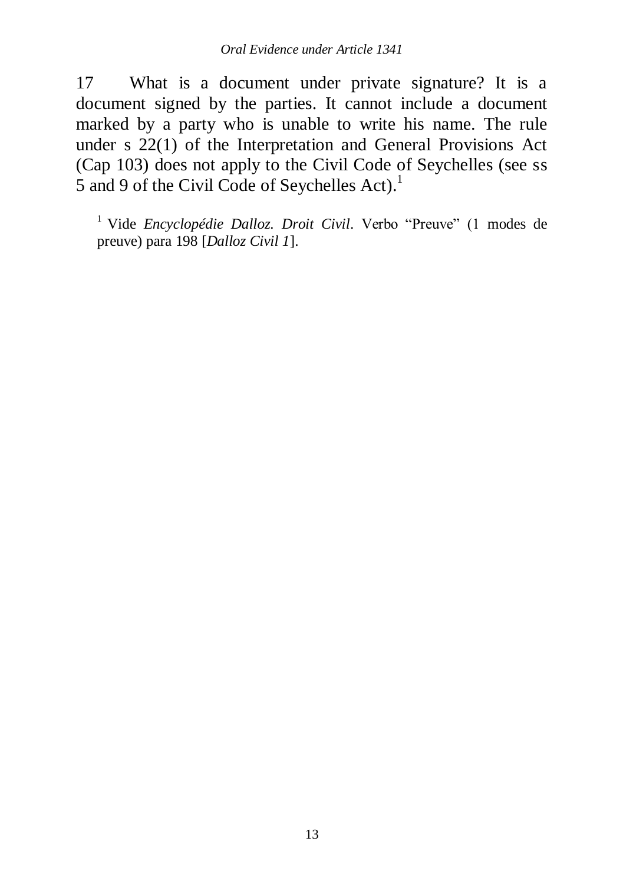17 What is a document under private signature? It is a document signed by the parties. It cannot include a document marked by a party who is unable to write his name. The rule under s 22(1) of the Interpretation and General Provisions Act (Cap 103) does not apply to the Civil Code of Seychelles (see ss 5 and 9 of the Civil Code of Seychelles Act).[1]

[1] Vide *Encyclopédie Dalloz. Droit Civil*. Verbo "Preuve" (1 modes de preuve) para 198 [*Dalloz Civil 1*].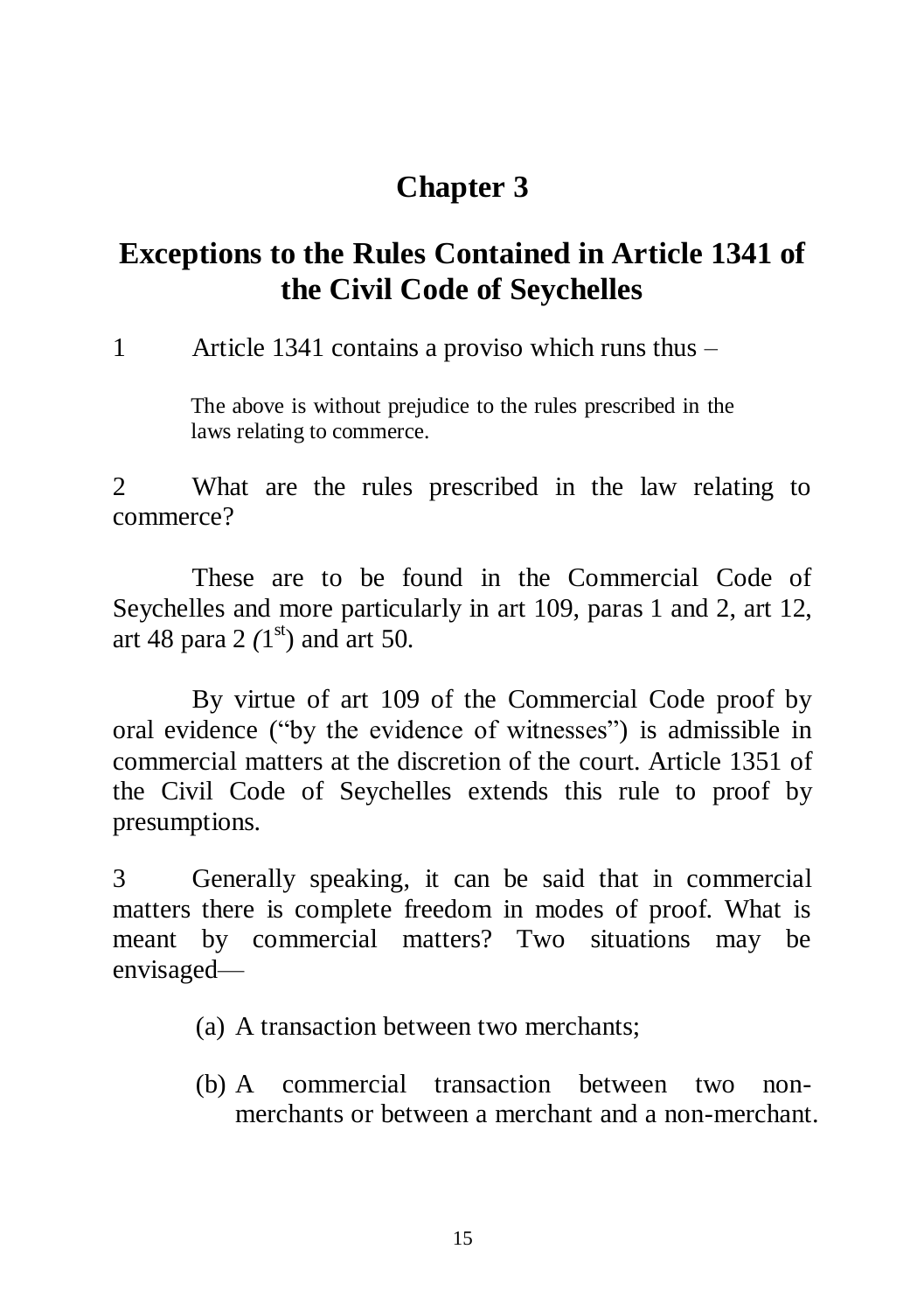# Chapter 3

## Exceptions to the Rules Contained in Article 1341 of the Civil Code of Seychelles

1 Article 1341 contains a proviso which runs thus –

> The above is without prejudice to the rules prescribed in the laws relating to commerce.

2 What are the rules prescribed in the law relating to commerce?

These are to be found in the Commercial Code of Seychelles and more particularly in art 109, paras 1 and 2, art 12, art 48 para 2 *(*1st) and art 50.

By virtue of art 109 of the Commercial Code proof by oral evidence ("by the evidence of witnesses") is admissible in commercial matters at the discretion of the court. Article 1351 of the Civil Code of Seychelles extends this rule to proof by presumptions.

3 Generally speaking, it can be said that in commercial matters there is complete freedom in modes of proof. What is meant by commercial matters? Two situations may be envisaged—

(a) A transaction between two merchants;

(b) A commercial transaction between two non-merchants or between a merchant and a non-merchant.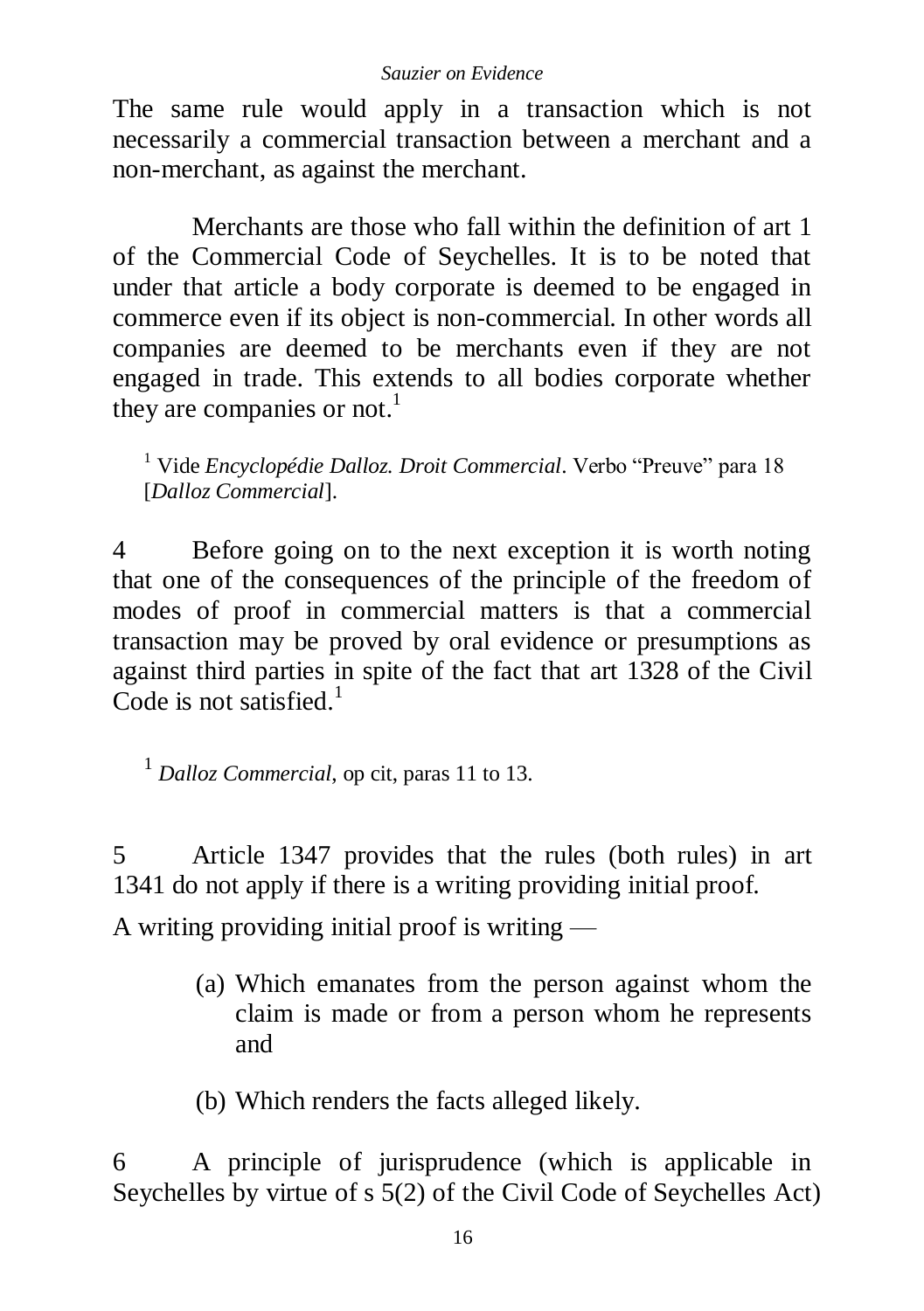The same rule would apply in a transaction which is not necessarily a commercial transaction between a merchant and a non-merchant, as against the merchant.

Merchants are those who fall within the definition of art 1 of the Commercial Code of Seychelles. It is to be noted that under that article a body corporate is deemed to be engaged in commerce even if its object is non-commercial. In other words all companies are deemed to be merchants even if they are not engaged in trade. This extends to all bodies corporate whether they are companies or not.[1]

[1] Vide *Encyclopédie Dalloz. Droit Commercial*. Verbo "Preuve" para 18 [*Dalloz Commercial*].

4 Before going on to the next exception it is worth noting that one of the consequences of the principle of the freedom of modes of proof in commercial matters is that a commercial transaction may be proved by oral evidence or presumptions as against third parties in spite of the fact that art 1328 of the Civil Code is not satisfied.[1]

[1] *Dalloz Commercial*, op cit, paras 11 to 13.

5 Article 1347 provides that the rules (both rules) in art 1341 do not apply if there is a writing providing initial proof.

A writing providing initial proof is writing —

(a) Which emanates from the person against whom the claim is made or from a person whom he represents and

(b) Which renders the facts alleged likely.

6 A principle of jurisprudence (which is applicable in Seychelles by virtue of s 5(2) of the Civil Code of Seychelles Act)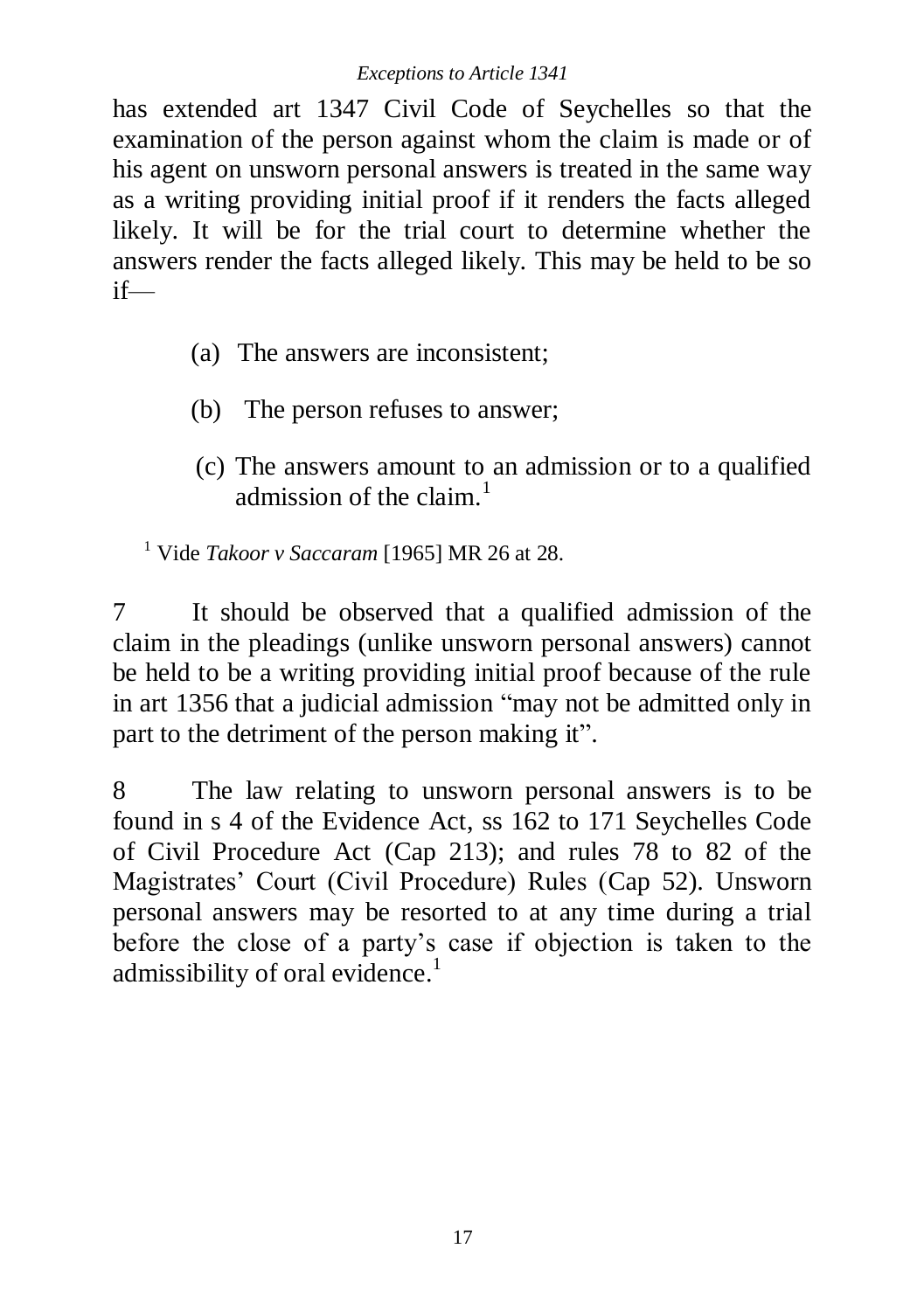has extended art 1347 Civil Code of Seychelles so that the examination of the person against whom the claim is made or of his agent on unsworn personal answers is treated in the same way as a writing providing initial proof if it renders the facts alleged likely. It will be for the trial court to determine whether the answers render the facts alleged likely. This may be held to be so if—

(a) The answers are inconsistent;

(b) The person refuses to answer;

(c) The answers amount to an admission or to a qualified admission of the claim.[1]

[1] Vide *Takoor v Saccaram* [1965] MR 26 at 28.

7 It should be observed that a qualified admission of the claim in the pleadings (unlike unsworn personal answers) cannot be held to be a writing providing initial proof because of the rule in art 1356 that a judicial admission "may not be admitted only in part to the detriment of the person making it".

8 The law relating to unsworn personal answers is to be found in s 4 of the Evidence Act, ss 162 to 171 Seychelles Code of Civil Procedure Act (Cap 213); and rules 78 to 82 of the Magistrates' Court (Civil Procedure) Rules (Cap 52). Unsworn personal answers may be resorted to at any time during a trial before the close of a party's case if objection is taken to the admissibility of oral evidence.[1]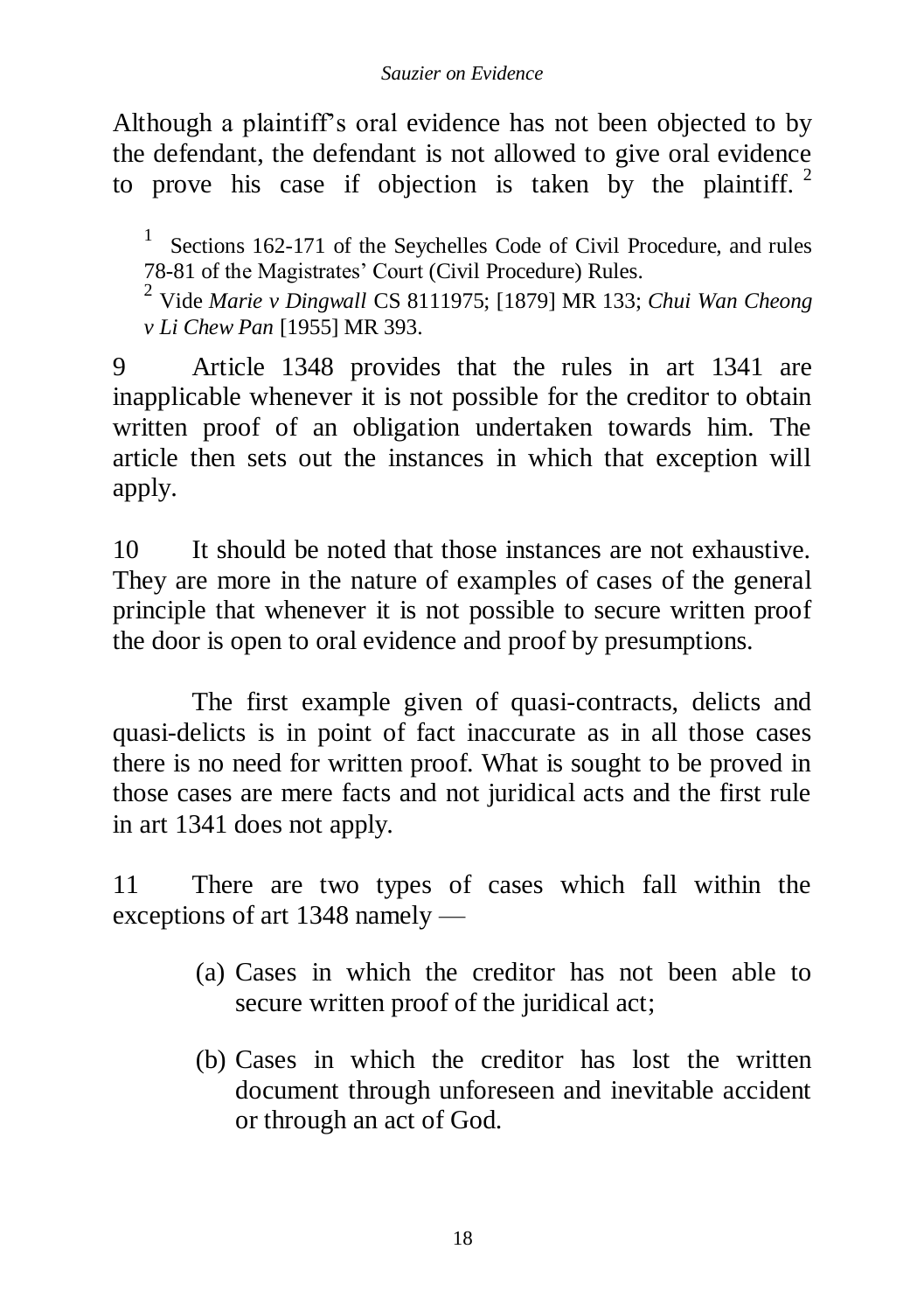Although a plaintiff's oral evidence has not been objected to by the defendant, the defendant is not allowed to give oral evidence to prove his case if objection is taken by the plaintiff. [2]

[1] Sections 162-171 of the Seychelles Code of Civil Procedure, and rules 78-81 of the Magistrates' Court (Civil Procedure) Rules.

[2] Vide *Marie v Dingwall* CS 8111975; [1879] MR 133; *Chui Wan Cheong v Li Chew Pan* [1955] MR 393.

9 Article 1348 provides that the rules in art 1341 are inapplicable whenever it is not possible for the creditor to obtain written proof of an obligation undertaken towards him. The article then sets out the instances in which that exception will apply.

10 It should be noted that those instances are not exhaustive. They are more in the nature of examples of cases of the general principle that whenever it is not possible to secure written proof the door is open to oral evidence and proof by presumptions.

The first example given of quasi-contracts, delicts and quasi-delicts is in point of fact inaccurate as in all those cases there is no need for written proof. What is sought to be proved in those cases are mere facts and not juridical acts and the first rule in art 1341 does not apply.

11 There are two types of cases which fall within the exceptions of art 1348 namely —

(a) Cases in which the creditor has not been able to secure written proof of the juridical act;

(b) Cases in which the creditor has lost the written document through unforeseen and inevitable accident or through an act of God.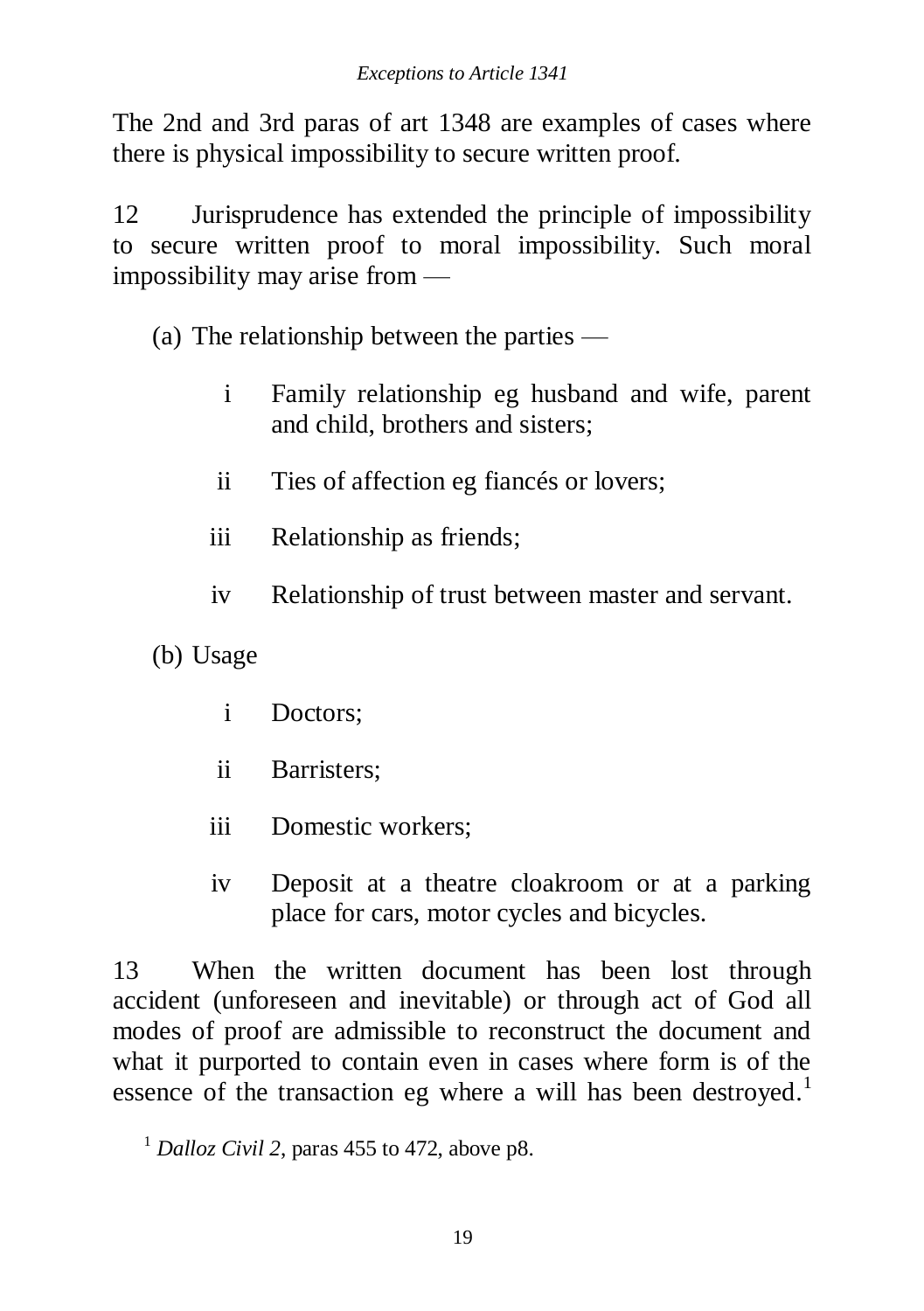The 2nd and 3rd paras of art 1348 are examples of cases where there is physical impossibility to secure written proof.

12 Jurisprudence has extended the principle of impossibility to secure written proof to moral impossibility. Such moral impossibility may arise from —

(a) The relationship between the parties —

  i Family relationship eg husband and wife, parent and child, brothers and sisters;

  ii Ties of affection eg fiancés or lovers;

  iii Relationship as friends;

  iv Relationship of trust between master and servant.

(b) Usage

  i Doctors;

  ii Barristers;

  iii Domestic workers;

  iv Deposit at a theatre cloakroom or at a parking place for cars, motor cycles and bicycles.

13 When the written document has been lost through accident (unforeseen and inevitable) or through act of God all modes of proof are admissible to reconstruct the document and what it purported to contain even in cases where form is of the essence of the transaction eg where a will has been destroyed.[1]

[1] *Dalloz Civil 2*, paras 455 to 472, above p8.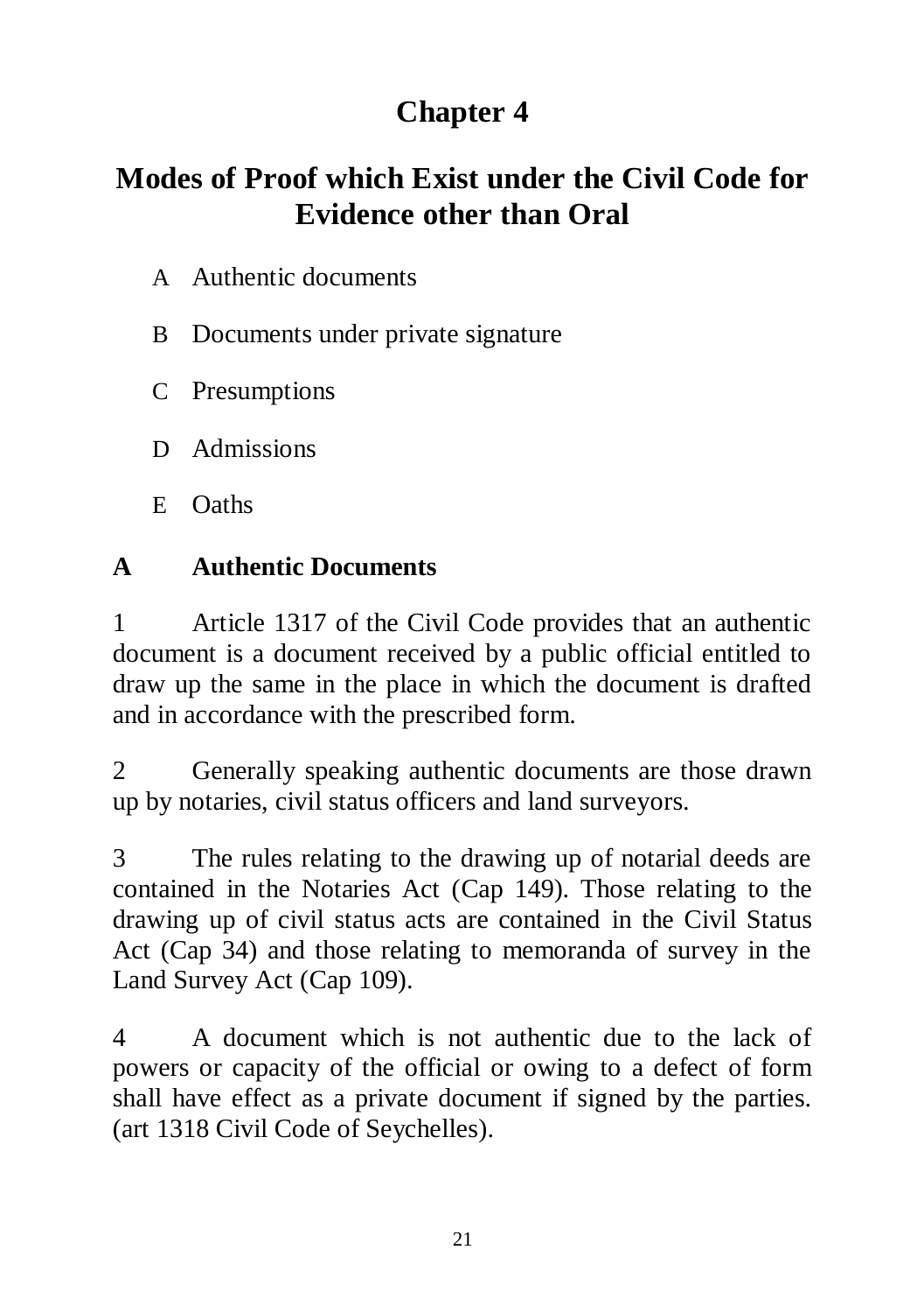# Chapter 4

# Modes of Proof which Exist under the Civil Code for Evidence other than Oral

A Authentic documents

B Documents under private signature

C Presumptions

D Admissions

E Oaths

## A Authentic Documents

1 Article 1317 of the Civil Code provides that an authentic document is a document received by a public official entitled to draw up the same in the place in which the document is drafted and in accordance with the prescribed form.

2 Generally speaking authentic documents are those drawn up by notaries, civil status officers and land surveyors.

3 The rules relating to the drawing up of notarial deeds are contained in the Notaries Act (Cap 149). Those relating to the drawing up of civil status acts are contained in the Civil Status Act (Cap 34) and those relating to memoranda of survey in the Land Survey Act (Cap 109).

4 A document which is not authentic due to the lack of powers or capacity of the official or owing to a defect of form shall have effect as a private document if signed by the parties. (art 1318 Civil Code of Seychelles).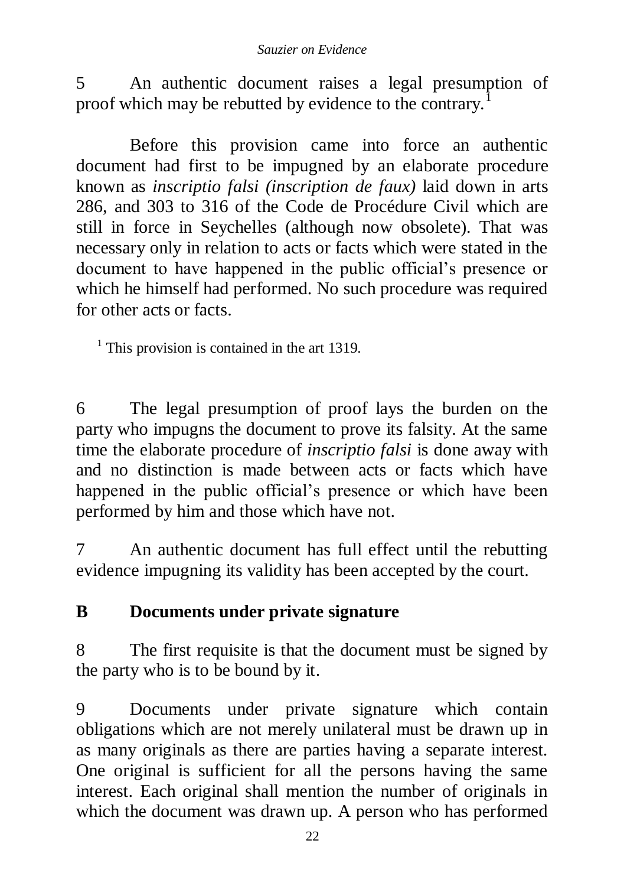5 An authentic document raises a legal presumption of proof which may be rebutted by evidence to the contrary.[1]

Before this provision came into force an authentic document had first to be impugned by an elaborate procedure known as *inscriptio falsi (inscription de faux)* laid down in arts 286, and 303 to 316 of the Code de Procédure Civil which are still in force in Seychelles (although now obsolete). That was necessary only in relation to acts or facts which were stated in the document to have happened in the public official's presence or which he himself had performed. No such procedure was required for other acts or facts.

[1] This provision is contained in the art 1319.

6 The legal presumption of proof lays the burden on the party who impugns the document to prove its falsity. At the same time the elaborate procedure of *inscriptio falsi* is done away with and no distinction is made between acts or facts which have happened in the public official's presence or which have been performed by him and those which have not.

7 An authentic document has full effect until the rebutting evidence impugning its validity has been accepted by the court.

## B Documents under private signature

8 The first requisite is that the document must be signed by the party who is to be bound by it.

9 Documents under private signature which contain obligations which are not merely unilateral must be drawn up in as many originals as there are parties having a separate interest. One original is sufficient for all the persons having the same interest. Each original shall mention the number of originals in which the document was drawn up. A person who has performed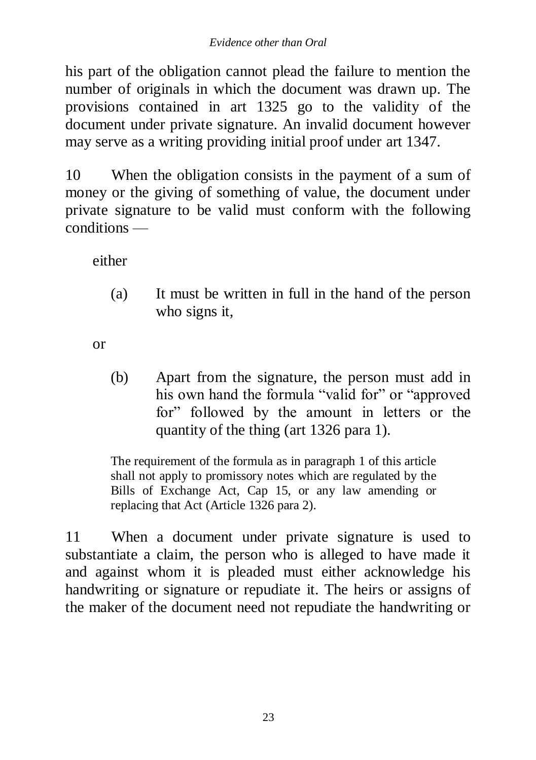his part of the obligation cannot plead the failure to mention the number of originals in which the document was drawn up. The provisions contained in art 1325 go to the validity of the document under private signature. An invalid document however may serve as a writing providing initial proof under art 1347.

10 When the obligation consists in the payment of a sum of money or the giving of something of value, the document under private signature to be valid must conform with the following conditions —

either

(a) It must be written in full in the hand of the person who signs it,

or

(b) Apart from the signature, the person must add in his own hand the formula "valid for" or "approved for" followed by the amount in letters or the quantity of the thing (art 1326 para 1).

> The requirement of the formula as in paragraph 1 of this article shall not apply to promissory notes which are regulated by the Bills of Exchange Act, Cap 15, or any law amending or replacing that Act (Article 1326 para 2).

11 When a document under private signature is used to substantiate a claim, the person who is alleged to have made it and against whom it is pleaded must either acknowledge his handwriting or signature or repudiate it. The heirs or assigns of the maker of the document need not repudiate the handwriting or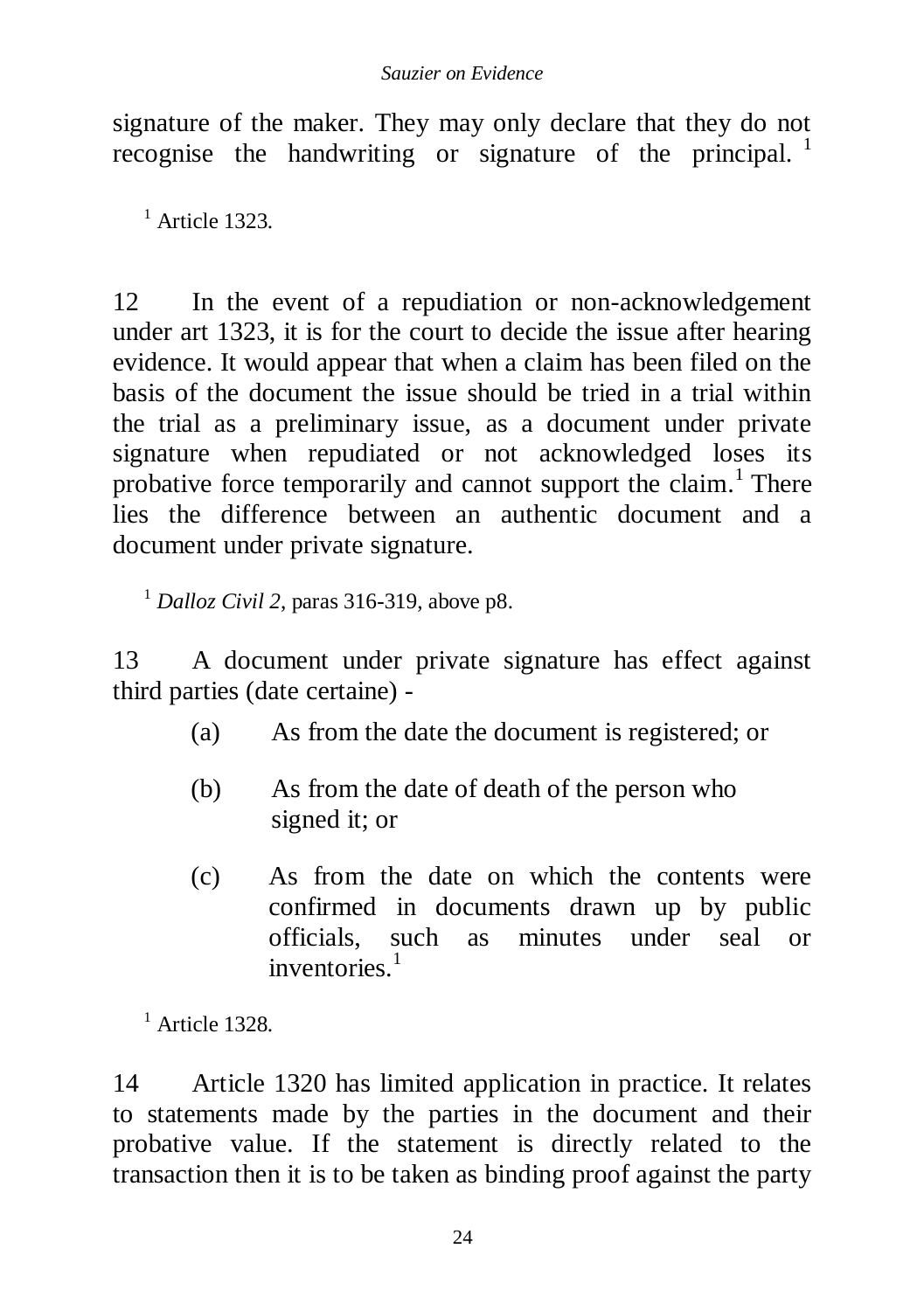signature of the maker. They may only declare that they do not recognise the handwriting or signature of the principal. [1]

[1] Article 1323.

12 In the event of a repudiation or non-acknowledgement under art 1323, it is for the court to decide the issue after hearing evidence. It would appear that when a claim has been filed on the basis of the document the issue should be tried in a trial within the trial as a preliminary issue, as a document under private signature when repudiated or not acknowledged loses its probative force temporarily and cannot support the claim.[1] There lies the difference between an authentic document and a document under private signature.

[1] *Dalloz Civil 2*, paras 316-319, above p8.

13 A document under private signature has effect against third parties (date certaine) -

(a) As from the date the document is registered; or

(b) As from the date of death of the person who signed it; or

(c) As from the date on which the contents were confirmed in documents drawn up by public officials, such as minutes under seal or inventories.[1]

[1] Article 1328.

14 Article 1320 has limited application in practice. It relates to statements made by the parties in the document and their probative value. If the statement is directly related to the transaction then it is to be taken as binding proof against the party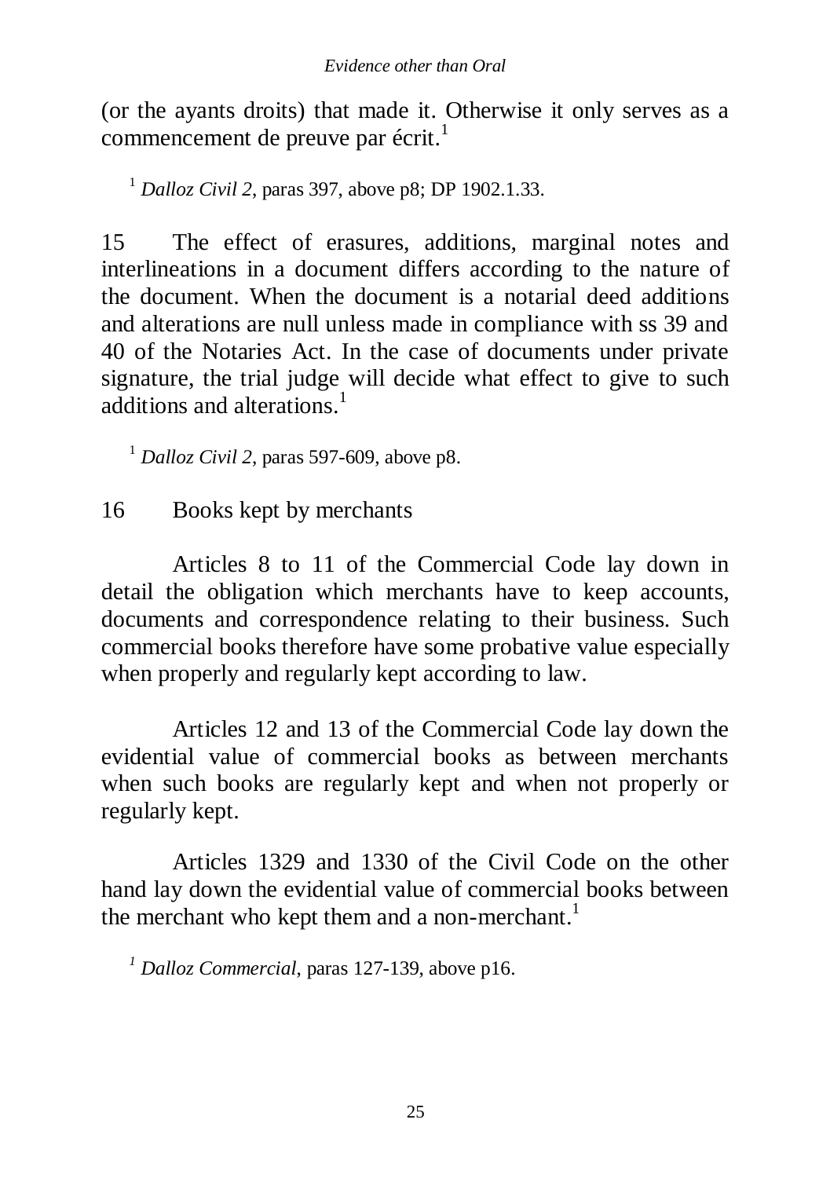(or the ayants droits) that made it. Otherwise it only serves as a commencement de preuve par écrit.[1]

[1] *Dalloz Civil 2*, paras 397, above p8; DP 1902.1.33.

15 The effect of erasures, additions, marginal notes and interlineations in a document differs according to the nature of the document. When the document is a notarial deed additions and alterations are null unless made in compliance with ss 39 and 40 of the Notaries Act. In the case of documents under private signature, the trial judge will decide what effect to give to such additions and alterations.[1]

[1] *Dalloz Civil 2*, paras 597-609, above p8.

16 Books kept by merchants

Articles 8 to 11 of the Commercial Code lay down in detail the obligation which merchants have to keep accounts, documents and correspondence relating to their business. Such commercial books therefore have some probative value especially when properly and regularly kept according to law.

Articles 12 and 13 of the Commercial Code lay down the evidential value of commercial books as between merchants when such books are regularly kept and when not properly or regularly kept.

Articles 1329 and 1330 of the Civil Code on the other hand lay down the evidential value of commercial books between the merchant who kept them and a non-merchant.[1]

[1] *Dalloz Commercial*, paras 127-139, above p16.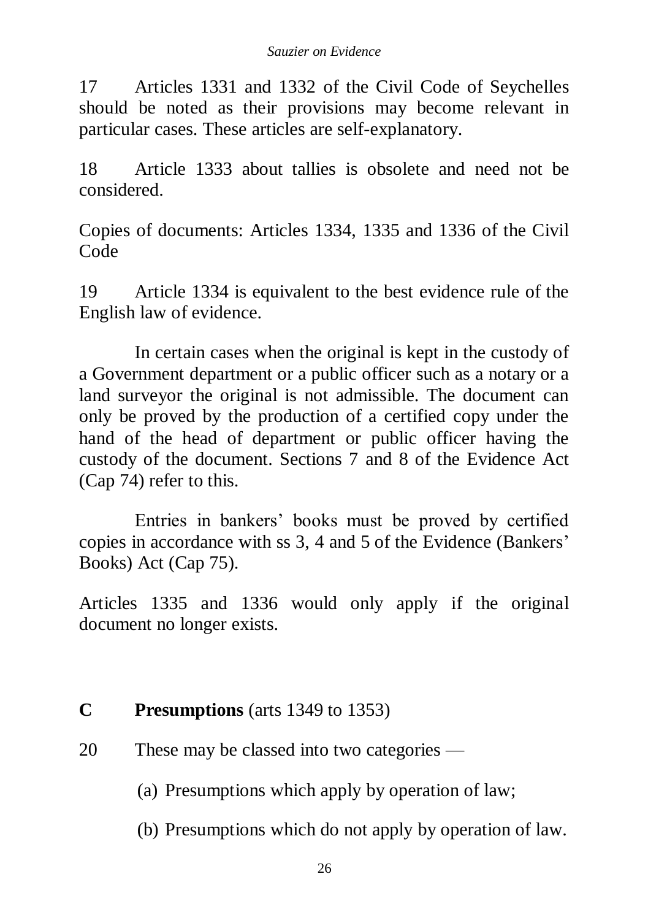17 Articles 1331 and 1332 of the Civil Code of Seychelles should be noted as their provisions may become relevant in particular cases. These articles are self-explanatory.

18 Article 1333 about tallies is obsolete and need not be considered.

Copies of documents: Articles 1334, 1335 and 1336 of the Civil Code

19 Article 1334 is equivalent to the best evidence rule of the English law of evidence.

In certain cases when the original is kept in the custody of a Government department or a public officer such as a notary or a land surveyor the original is not admissible. The document can only be proved by the production of a certified copy under the hand of the head of department or public officer having the custody of the document. Sections 7 and 8 of the Evidence Act (Cap 74) refer to this.

Entries in bankers' books must be proved by certified copies in accordance with ss 3, 4 and 5 of the Evidence (Bankers' Books) Act (Cap 75).

Articles 1335 and 1336 would only apply if the original document no longer exists.

## C **Presumptions** (arts 1349 to 1353)

20 These may be classed into two categories —

(a) Presumptions which apply by operation of law;

(b) Presumptions which do not apply by operation of law.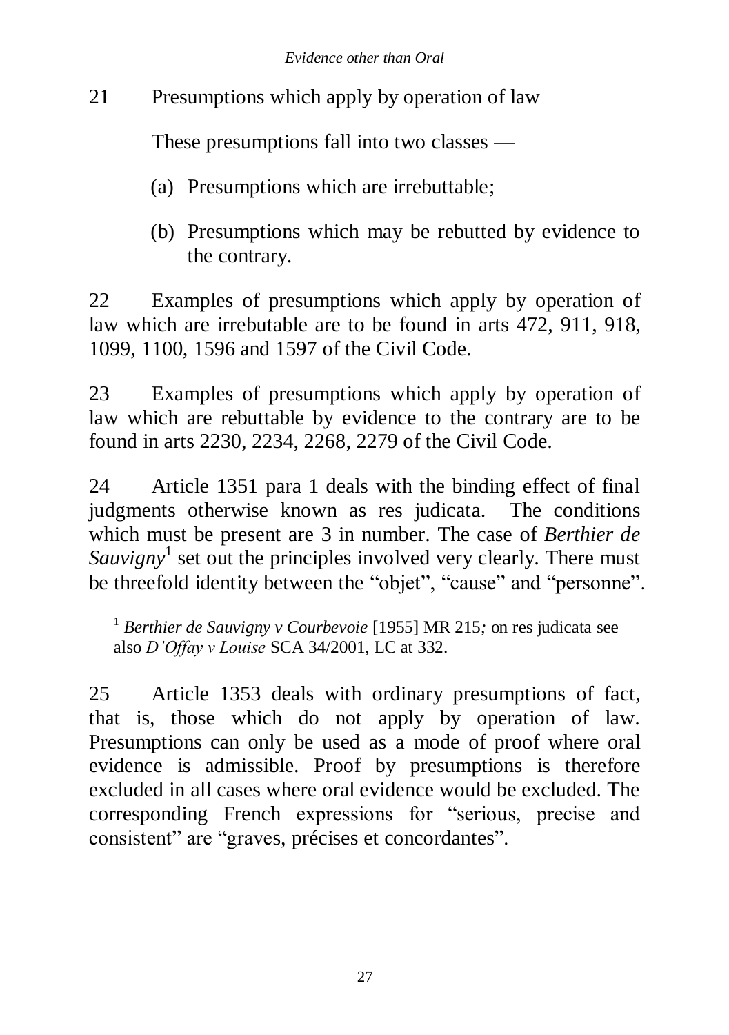21 Presumptions which apply by operation of law

These presumptions fall into two classes —

(a) Presumptions which are irrebuttable;

(b) Presumptions which may be rebutted by evidence to the contrary.

22 Examples of presumptions which apply by operation of law which are irrebutable are to be found in arts 472, 911, 918, 1099, 1100, 1596 and 1597 of the Civil Code.

23 Examples of presumptions which apply by operation of law which are rebuttable by evidence to the contrary are to be found in arts 2230, 2234, 2268, 2279 of the Civil Code.

24 Article 1351 para 1 deals with the binding effect of final judgments otherwise known as res judicata. The conditions which must be present are 3 in number. The case of *Berthier de Sauvigny*[1] set out the principles involved very clearly. There must be threefold identity between the "objet", "cause" and "personne".

[1] *Berthier de Sauvigny v Courbevoie* [1955] MR 215*;* on res judicata see also *D'Offay v Louise* SCA 34/2001, LC at 332.

25 Article 1353 deals with ordinary presumptions of fact, that is, those which do not apply by operation of law. Presumptions can only be used as a mode of proof where oral evidence is admissible. Proof by presumptions is therefore excluded in all cases where oral evidence would be excluded. The corresponding French expressions for "serious, precise and consistent" are "graves, précises et concordantes".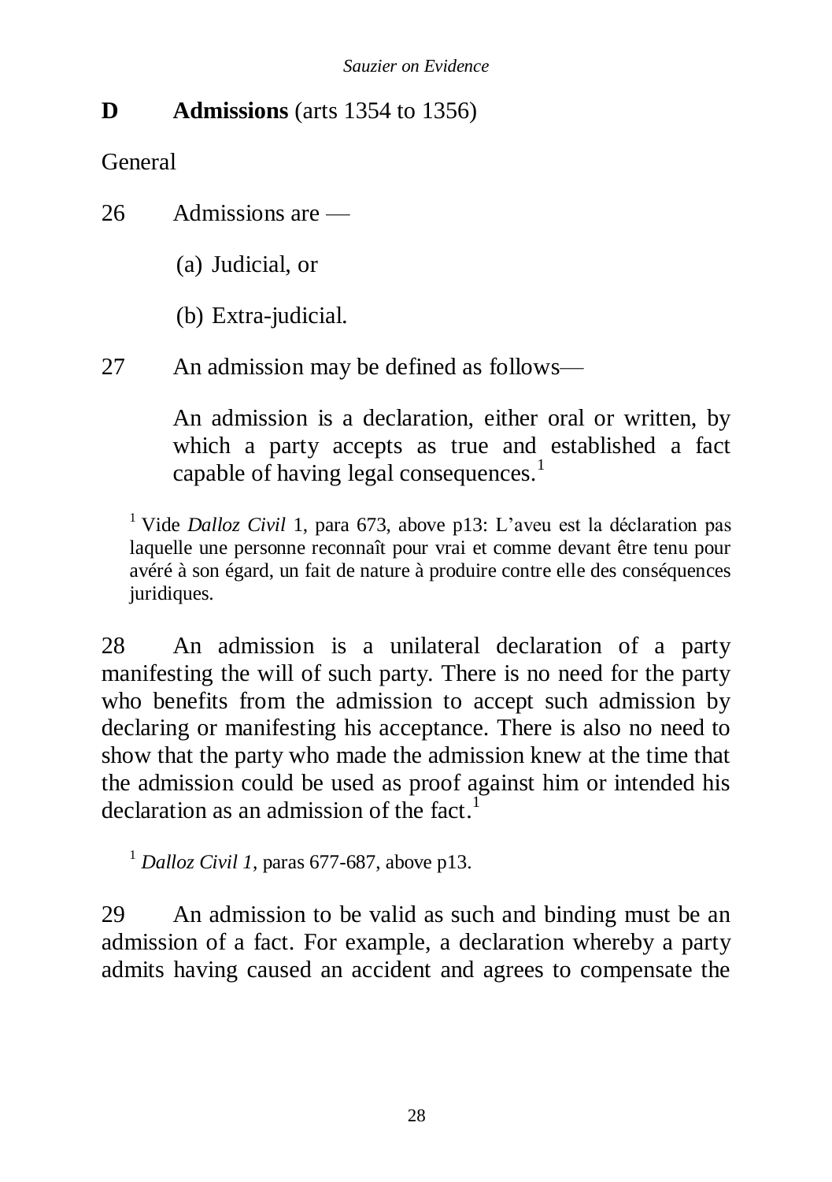## D Admissions (arts 1354 to 1356)

General

26 Admissions are —

(a) Judicial, or

(b) Extra-judicial.

27 An admission may be defined as follows—

> An admission is a declaration, either oral or written, by which a party accepts as true and established a fact capable of having legal consequences.[1]

[1] Vide *Dalloz Civil* 1, para 673, above p13: L'aveu est la déclaration pas laquelle une personne reconnaît pour vrai et comme devant être tenu pour avéré à son égard, un fait de nature à produire contre elle des conséquences juridiques.

28 An admission is a unilateral declaration of a party manifesting the will of such party. There is no need for the party who benefits from the admission to accept such admission by declaring or manifesting his acceptance. There is also no need to show that the party who made the admission knew at the time that the admission could be used as proof against him or intended his declaration as an admission of the fact.[1]

[1] *Dalloz Civil 1*, paras 677-687, above p13.

29 An admission to be valid as such and binding must be an admission of a fact. For example, a declaration whereby a party admits having caused an accident and agrees to compensate the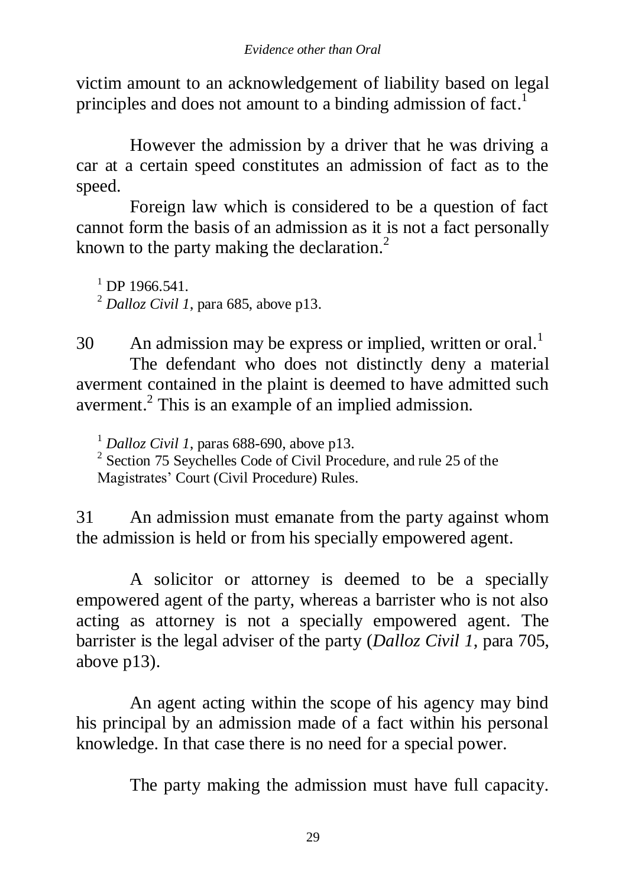victim amount to an acknowledgement of liability based on legal principles and does not amount to a binding admission of fact.[1]

However the admission by a driver that he was driving a car at a certain speed constitutes an admission of fact as to the speed.

Foreign law which is considered to be a question of fact cannot form the basis of an admission as it is not a fact personally known to the party making the declaration.[2]

[1] DP 1966.541.
[2] *Dalloz Civil 1*, para 685, above p13.

30 An admission may be express or implied, written or oral.[1]

The defendant who does not distinctly deny a material averment contained in the plaint is deemed to have admitted such averment.[2] This is an example of an implied admission.

[1] *Dalloz Civil 1*, paras 688-690, above p13.
[2] Section 75 Seychelles Code of Civil Procedure, and rule 25 of the Magistrates' Court (Civil Procedure) Rules.

31 An admission must emanate from the party against whom the admission is held or from his specially empowered agent.

A solicitor or attorney is deemed to be a specially empowered agent of the party, whereas a barrister who is not also acting as attorney is not a specially empowered agent. The barrister is the legal adviser of the party (*Dalloz Civil 1*, para 705, above p13).

An agent acting within the scope of his agency may bind his principal by an admission made of a fact within his personal knowledge. In that case there is no need for a special power.

The party making the admission must have full capacity.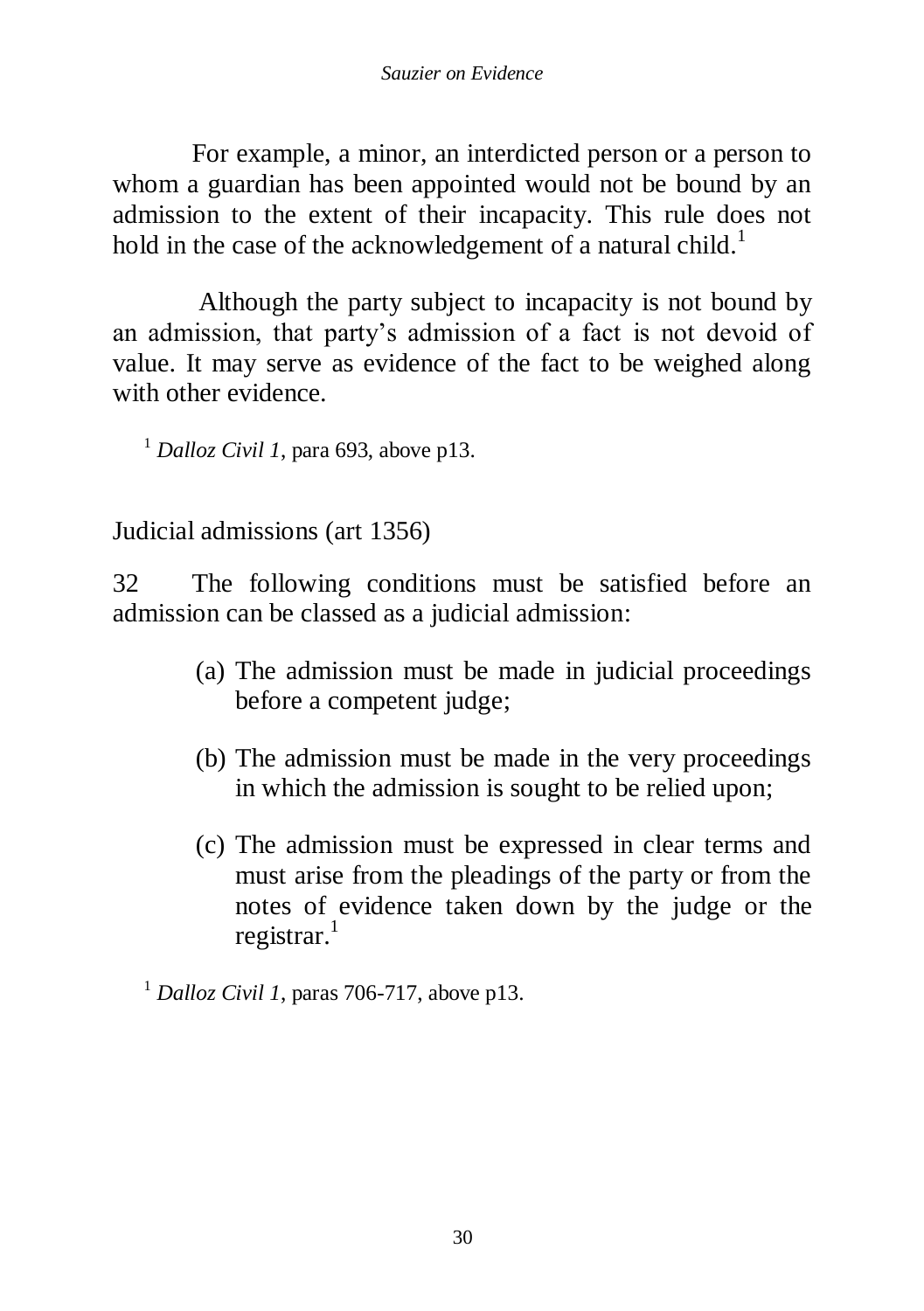For example, a minor, an interdicted person or a person to whom a guardian has been appointed would not be bound by an admission to the extent of their incapacity. This rule does not hold in the case of the acknowledgement of a natural child.[1]

Although the party subject to incapacity is not bound by an admission, that party's admission of a fact is not devoid of value. It may serve as evidence of the fact to be weighed along with other evidence.

[1] *Dalloz Civil 1*, para 693, above p13.

## Judicial admissions (art 1356)

32 The following conditions must be satisfied before an admission can be classed as a judicial admission:

(a) The admission must be made in judicial proceedings before a competent judge;

(b) The admission must be made in the very proceedings in which the admission is sought to be relied upon;

(c) The admission must be expressed in clear terms and must arise from the pleadings of the party or from the notes of evidence taken down by the judge or the registrar.[1]

[1] *Dalloz Civil 1*, paras 706-717, above p13.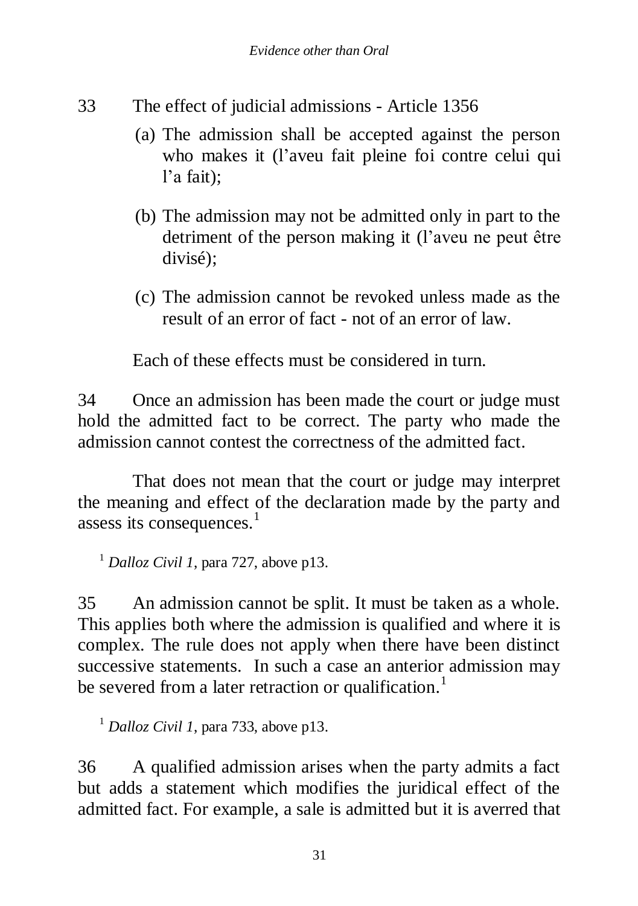33 The effect of judicial admissions - Article 1356

(a) The admission shall be accepted against the person who makes it (l'aveu fait pleine foi contre celui qui l'a fait);

(b) The admission may not be admitted only in part to the detriment of the person making it (l'aveu ne peut être divisé);

(c) The admission cannot be revoked unless made as the result of an error of fact - not of an error of law.

Each of these effects must be considered in turn.

34 Once an admission has been made the court or judge must hold the admitted fact to be correct. The party who made the admission cannot contest the correctness of the admitted fact.

That does not mean that the court or judge may interpret the meaning and effect of the declaration made by the party and assess its consequences.[1]

[1] *Dalloz Civil 1*, para 727, above p13.

35 An admission cannot be split. It must be taken as a whole. This applies both where the admission is qualified and where it is complex. The rule does not apply when there have been distinct successive statements. In such a case an anterior admission may be severed from a later retraction or qualification.[1]

[1] *Dalloz Civil 1*, para 733, above p13.

36 A qualified admission arises when the party admits a fact but adds a statement which modifies the juridical effect of the admitted fact. For example, a sale is admitted but it is averred that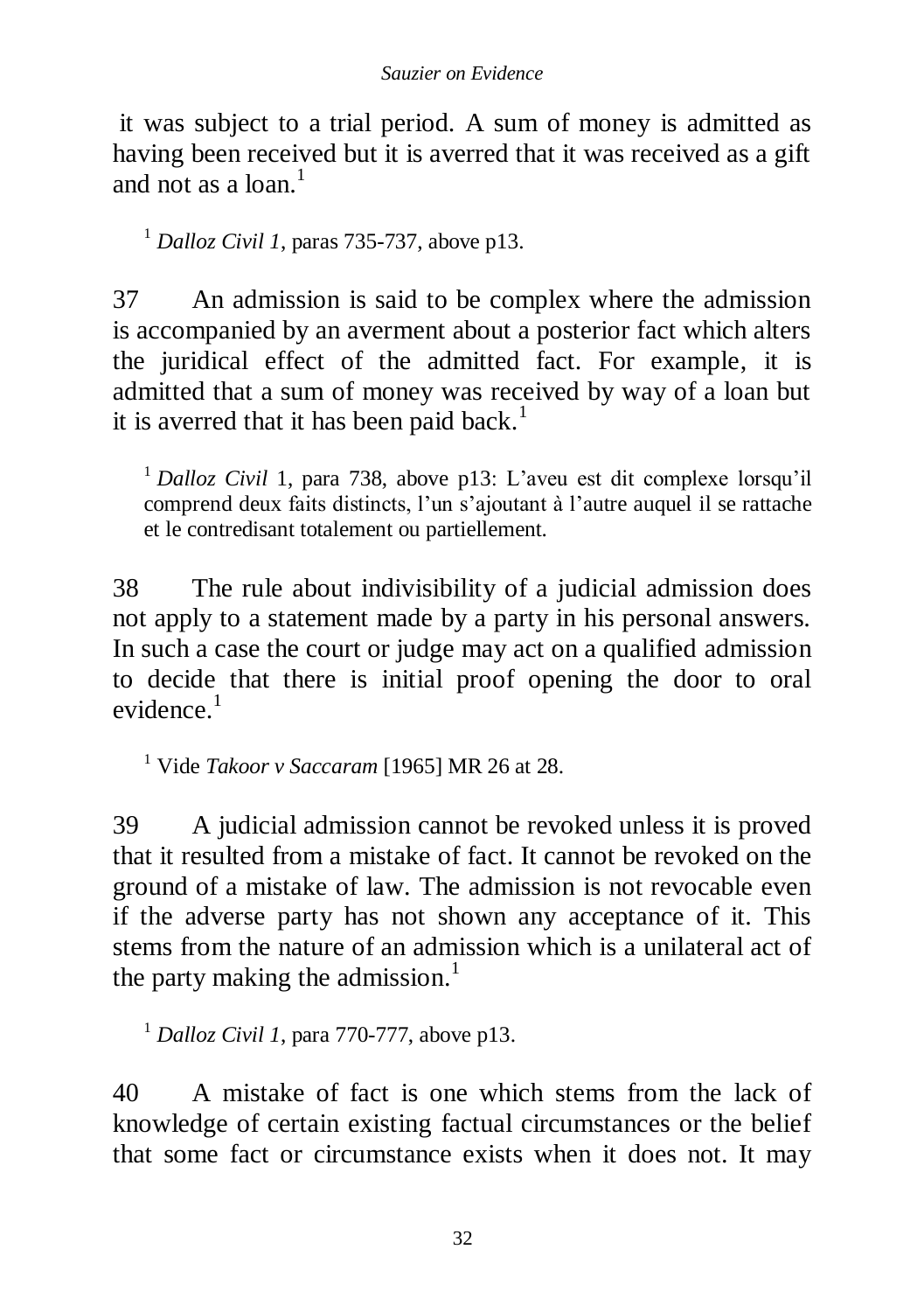it was subject to a trial period. A sum of money is admitted as having been received but it is averred that it was received as a gift and not as a loan.[1]

[1] *Dalloz Civil 1*, paras 735-737, above p13.

37 An admission is said to be complex where the admission is accompanied by an averment about a posterior fact which alters the juridical effect of the admitted fact. For example, it is admitted that a sum of money was received by way of a loan but it is averred that it has been paid back.[1]

[1] *Dalloz Civil* 1, para 738, above p13: L'aveu est dit complexe lorsqu'il comprend deux faits distincts, l'un s'ajoutant à l'autre auquel il se rattache et le contredisant totalement ou partiellement.

38 The rule about indivisibility of a judicial admission does not apply to a statement made by a party in his personal answers. In such a case the court or judge may act on a qualified admission to decide that there is initial proof opening the door to oral evidence.[1]

[1] Vide *Takoor v Saccaram* [1965] MR 26 at 28.

39 A judicial admission cannot be revoked unless it is proved that it resulted from a mistake of fact. It cannot be revoked on the ground of a mistake of law. The admission is not revocable even if the adverse party has not shown any acceptance of it. This stems from the nature of an admission which is a unilateral act of the party making the admission.[1]

[1] *Dalloz Civil 1*, para 770-777, above p13.

40 A mistake of fact is one which stems from the lack of knowledge of certain existing factual circumstances or the belief that some fact or circumstance exists when it does not. It may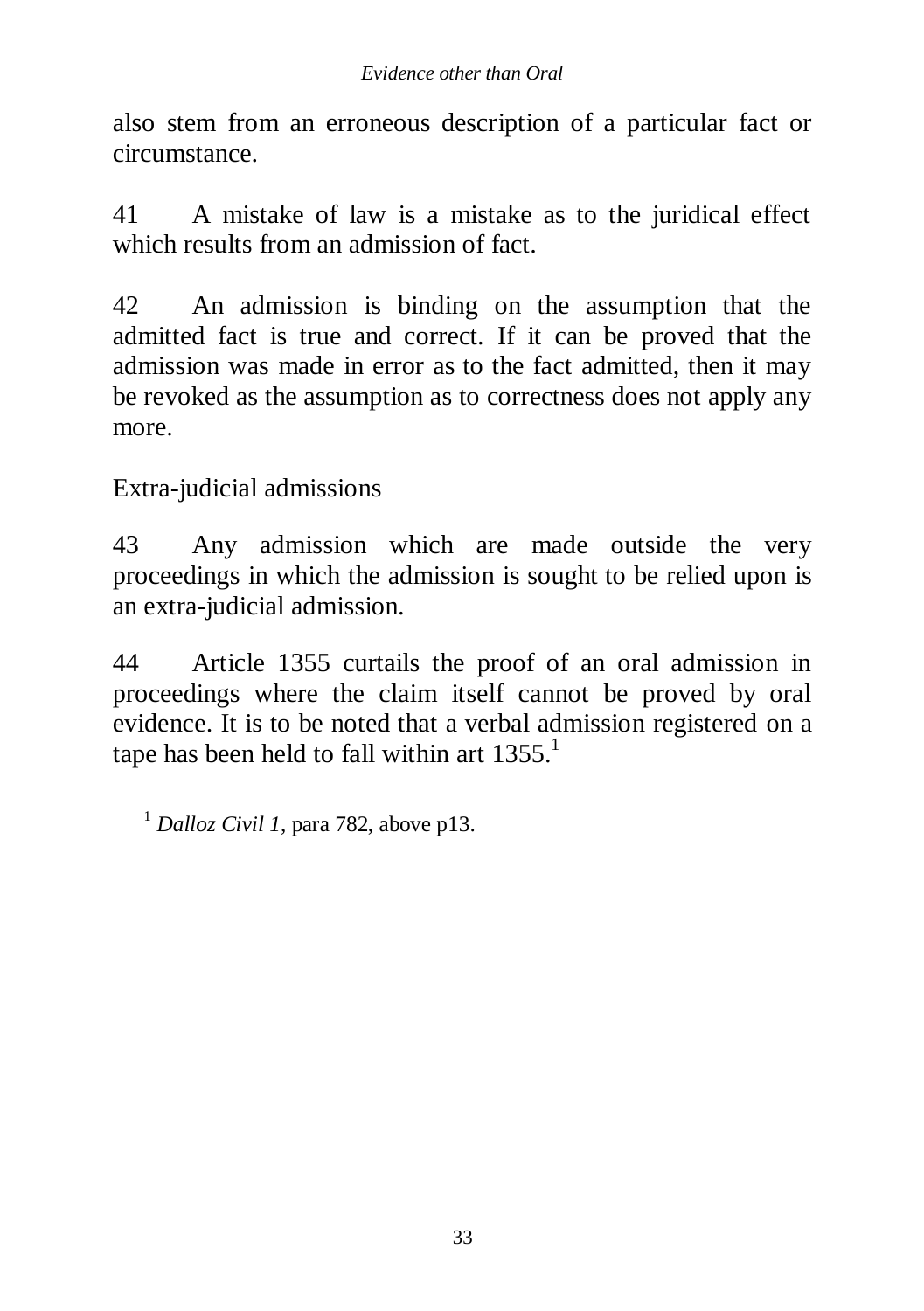also stem from an erroneous description of a particular fact or circumstance.

41 A mistake of law is a mistake as to the juridical effect which results from an admission of fact.

42 An admission is binding on the assumption that the admitted fact is true and correct. If it can be proved that the admission was made in error as to the fact admitted, then it may be revoked as the assumption as to correctness does not apply any more.

Extra-judicial admissions

43 Any admission which are made outside the very proceedings in which the admission is sought to be relied upon is an extra-judicial admission.

44 Article 1355 curtails the proof of an oral admission in proceedings where the claim itself cannot be proved by oral evidence. It is to be noted that a verbal admission registered on a tape has been held to fall within art 1355.[1]

[1] *Dalloz Civil 1*, para 782, above p13.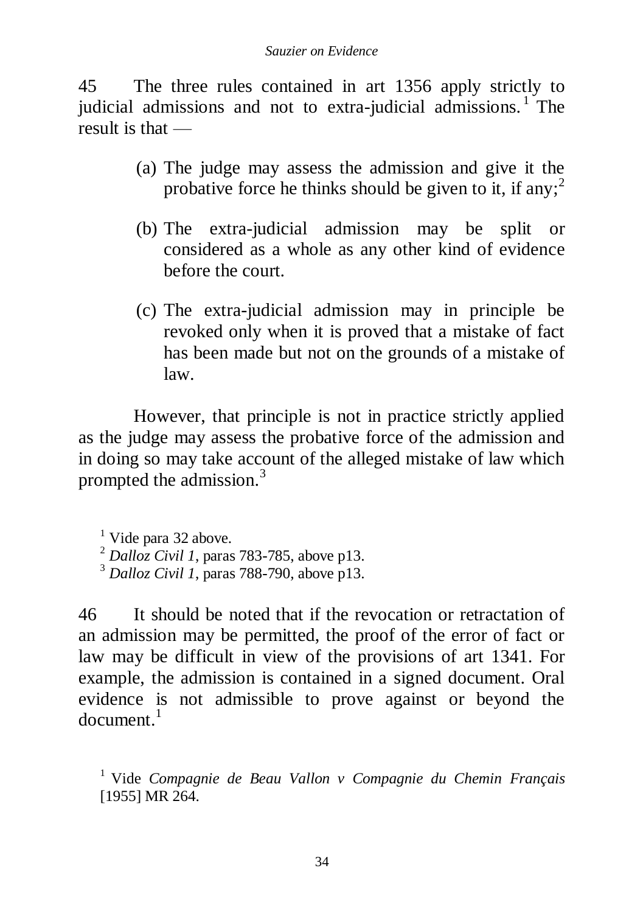45 The three rules contained in art 1356 apply strictly to judicial admissions and not to extra-judicial admissions.[1] The result is that —

(a) The judge may assess the admission and give it the probative force he thinks should be given to it, if any;[2]

(b) The extra-judicial admission may be split or considered as a whole as any other kind of evidence before the court.

(c) The extra-judicial admission may in principle be revoked only when it is proved that a mistake of fact has been made but not on the grounds of a mistake of law.

However, that principle is not in practice strictly applied as the judge may assess the probative force of the admission and in doing so may take account of the alleged mistake of law which prompted the admission.[3]

[1] Vide para 32 above.
[2] *Dalloz Civil 1*, paras 783-785, above p13.
[3] *Dalloz Civil 1*, paras 788-790, above p13.

46 It should be noted that if the revocation or retractation of an admission may be permitted, the proof of the error of fact or law may be difficult in view of the provisions of art 1341. For example, the admission is contained in a signed document. Oral evidence is not admissible to prove against or beyond the document.[1]

[1] Vide *Compagnie de Beau Vallon v Compagnie du Chemin Français* [1955] MR 264.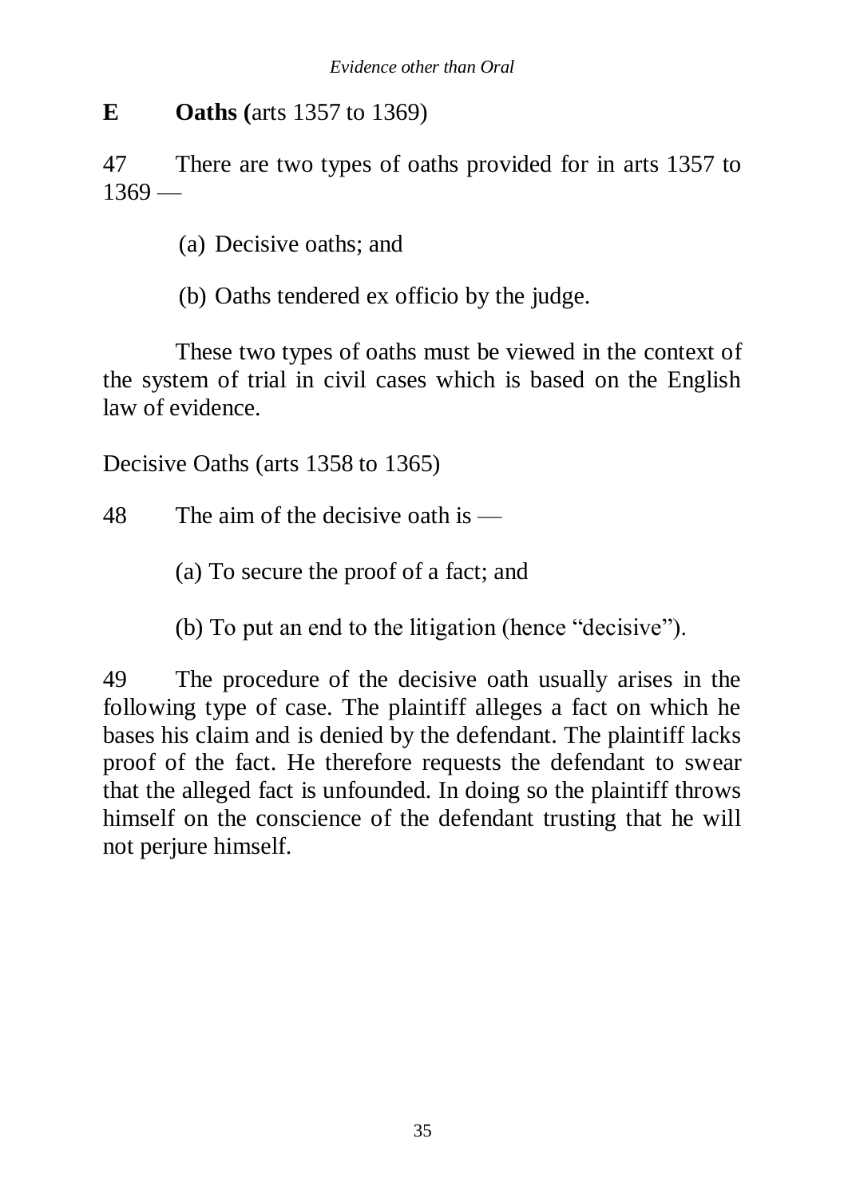## E Oaths (arts 1357 to 1369)

47 There are two types of oaths provided for in arts 1357 to 1369 —

(a) Decisive oaths; and

(b) Oaths tendered ex officio by the judge.

These two types of oaths must be viewed in the context of the system of trial in civil cases which is based on the English law of evidence.

Decisive Oaths (arts 1358 to 1365)

48 The aim of the decisive oath is —

(a) To secure the proof of a fact; and

(b) To put an end to the litigation (hence "decisive").

49 The procedure of the decisive oath usually arises in the following type of case. The plaintiff alleges a fact on which he bases his claim and is denied by the defendant. The plaintiff lacks proof of the fact. He therefore requests the defendant to swear that the alleged fact is unfounded. In doing so the plaintiff throws himself on the conscience of the defendant trusting that he will not perjure himself.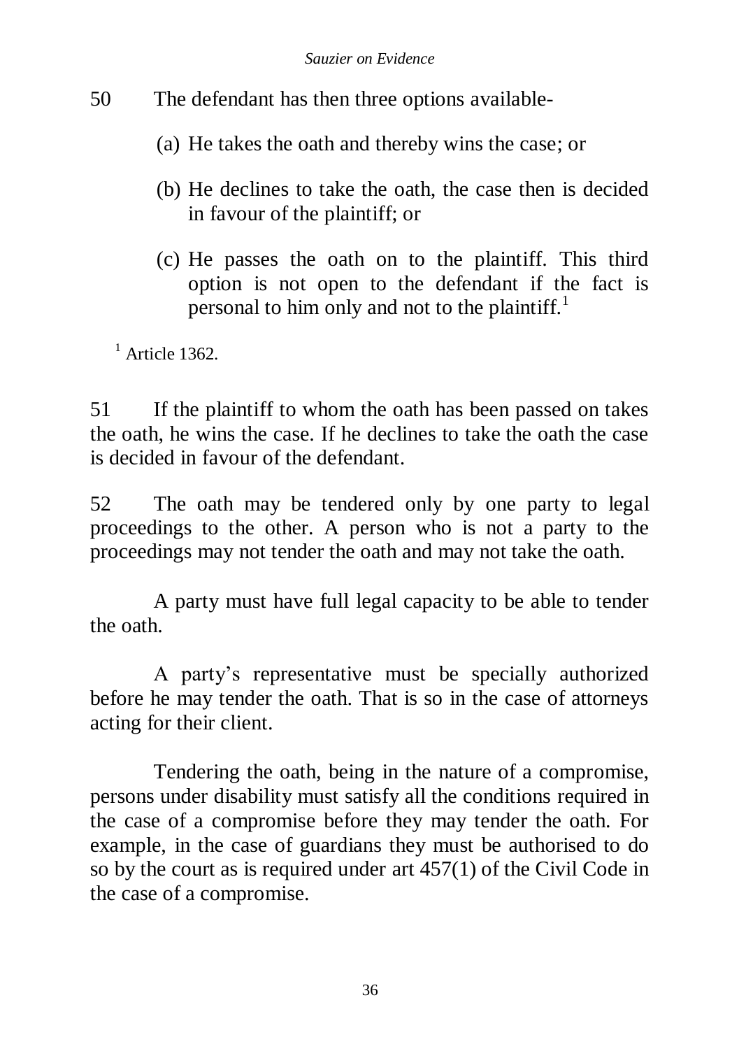50 The defendant has then three options available-

(a) He takes the oath and thereby wins the case; or

(b) He declines to take the oath, the case then is decided in favour of the plaintiff; or

(c) He passes the oath on to the plaintiff. This third option is not open to the defendant if the fact is personal to him only and not to the plaintiff.[1]

[1] Article 1362.

51 If the plaintiff to whom the oath has been passed on takes the oath, he wins the case. If he declines to take the oath the case is decided in favour of the defendant.

52 The oath may be tendered only by one party to legal proceedings to the other. A person who is not a party to the proceedings may not tender the oath and may not take the oath.

A party must have full legal capacity to be able to tender the oath.

A party's representative must be specially authorized before he may tender the oath. That is so in the case of attorneys acting for their client.

Tendering the oath, being in the nature of a compromise, persons under disability must satisfy all the conditions required in the case of a compromise before they may tender the oath. For example, in the case of guardians they must be authorised to do so by the court as is required under art 457(1) of the Civil Code in the case of a compromise.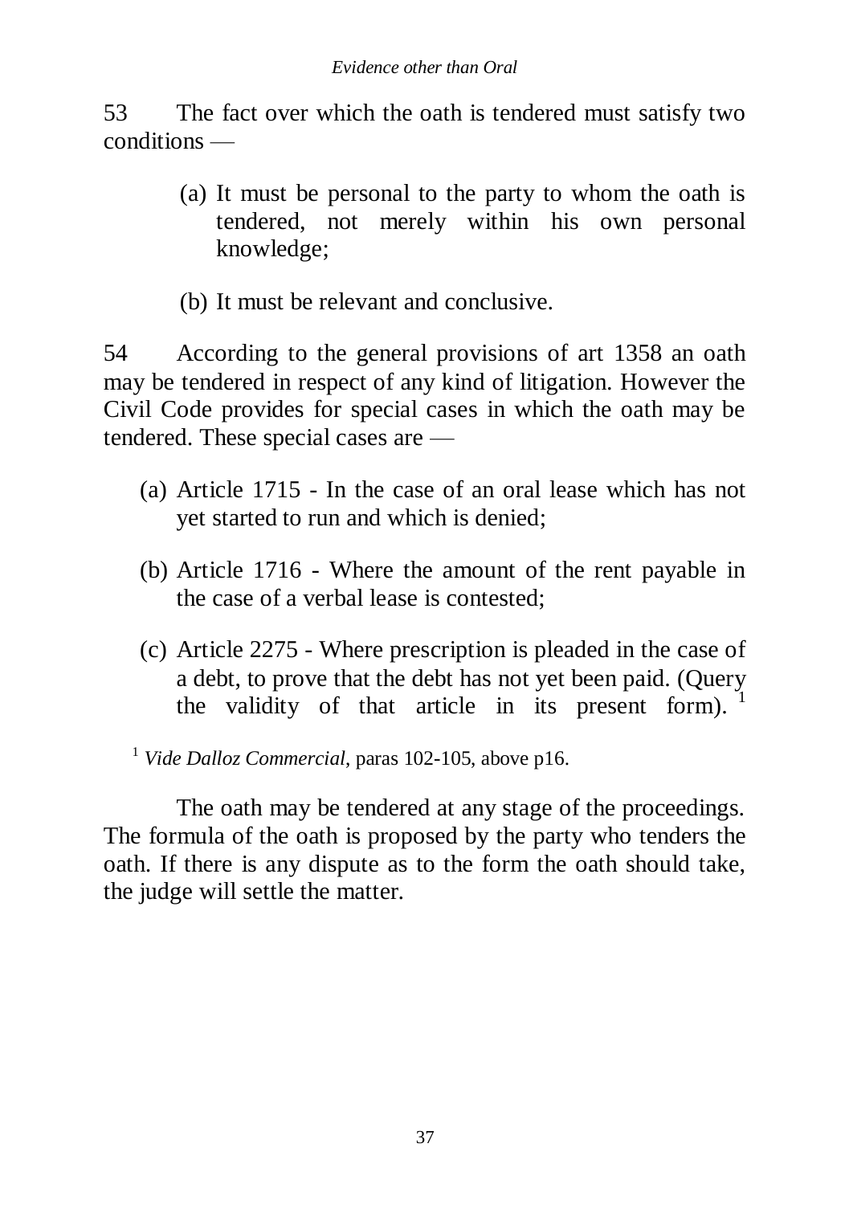53 The fact over which the oath is tendered must satisfy two conditions —

(a) It must be personal to the party to whom the oath is tendered, not merely within his own personal knowledge;

(b) It must be relevant and conclusive.

54 According to the general provisions of art 1358 an oath may be tendered in respect of any kind of litigation. However the Civil Code provides for special cases in which the oath may be tendered. These special cases are —

(a) Article 1715 - In the case of an oral lease which has not yet started to run and which is denied;

(b) Article 1716 - Where the amount of the rent payable in the case of a verbal lease is contested;

(c) Article 2275 - Where prescription is pleaded in the case of a debt, to prove that the debt has not yet been paid. (Query the validity of that article in its present form). [1]

[1] *Vide Dalloz Commercial*, paras 102-105, above p16.

The oath may be tendered at any stage of the proceedings. The formula of the oath is proposed by the party who tenders the oath. If there is any dispute as to the form the oath should take, the judge will settle the matter.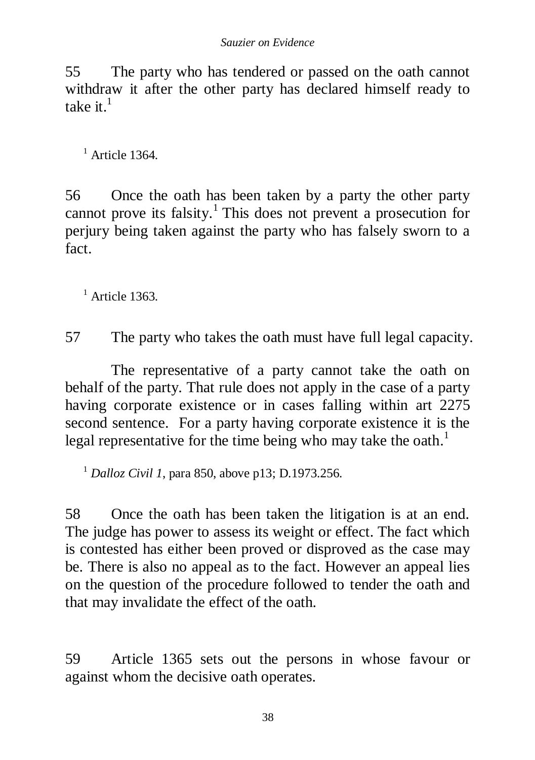55 The party who has tendered or passed on the oath cannot withdraw it after the other party has declared himself ready to take it.[1]

[1] Article 1364.

56 Once the oath has been taken by a party the other party cannot prove its falsity.[1] This does not prevent a prosecution for perjury being taken against the party who has falsely sworn to a fact.

[1] Article 1363.

57 The party who takes the oath must have full legal capacity.

The representative of a party cannot take the oath on behalf of the party. That rule does not apply in the case of a party having corporate existence or in cases falling within art 2275 second sentence. For a party having corporate existence it is the legal representative for the time being who may take the oath.[1]

[1] *Dalloz Civil 1*, para 850, above p13; D.1973.256.

58 Once the oath has been taken the litigation is at an end. The judge has power to assess its weight or effect. The fact which is contested has either been proved or disproved as the case may be. There is also no appeal as to the fact. However an appeal lies on the question of the procedure followed to tender the oath and that may invalidate the effect of the oath.

59 Article 1365 sets out the persons in whose favour or against whom the decisive oath operates.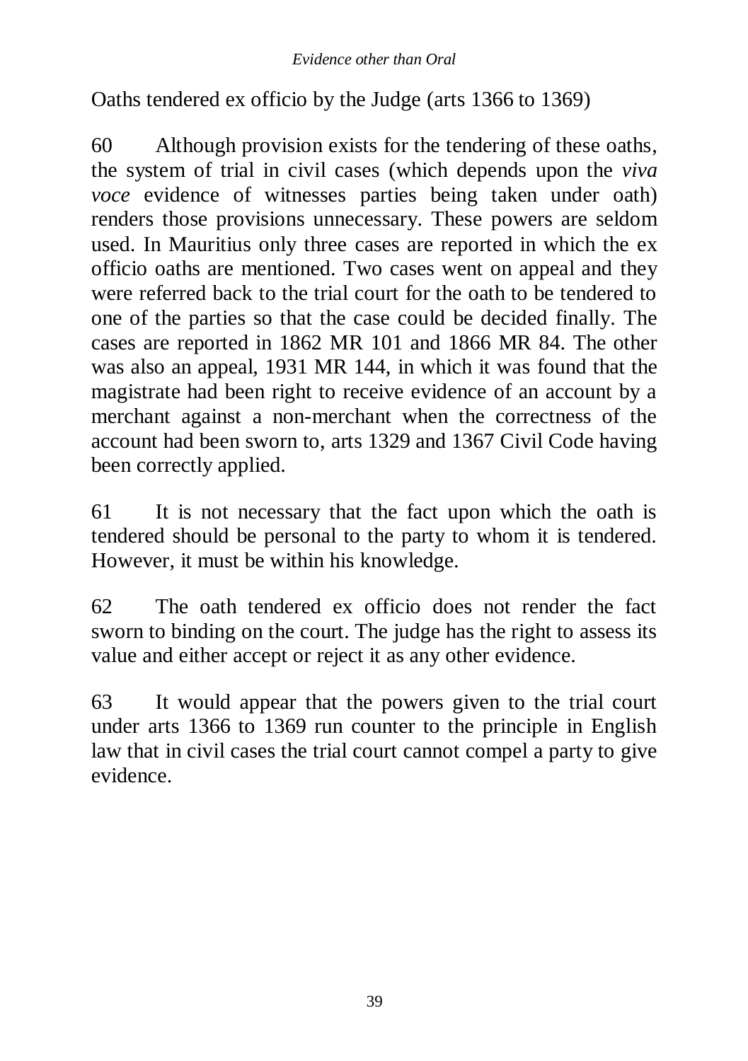Oaths tendered ex officio by the Judge (arts 1366 to 1369)

60 Although provision exists for the tendering of these oaths, the system of trial in civil cases (which depends upon the *viva voce* evidence of witnesses parties being taken under oath) renders those provisions unnecessary. These powers are seldom used. In Mauritius only three cases are reported in which the ex officio oaths are mentioned. Two cases went on appeal and they were referred back to the trial court for the oath to be tendered to one of the parties so that the case could be decided finally. The cases are reported in 1862 MR 101 and 1866 MR 84. The other was also an appeal, 1931 MR 144, in which it was found that the magistrate had been right to receive evidence of an account by a merchant against a non-merchant when the correctness of the account had been sworn to, arts 1329 and 1367 Civil Code having been correctly applied.

61 It is not necessary that the fact upon which the oath is tendered should be personal to the party to whom it is tendered. However, it must be within his knowledge.

62 The oath tendered ex officio does not render the fact sworn to binding on the court. The judge has the right to assess its value and either accept or reject it as any other evidence.

63 It would appear that the powers given to the trial court under arts 1366 to 1369 run counter to the principle in English law that in civil cases the trial court cannot compel a party to give evidence.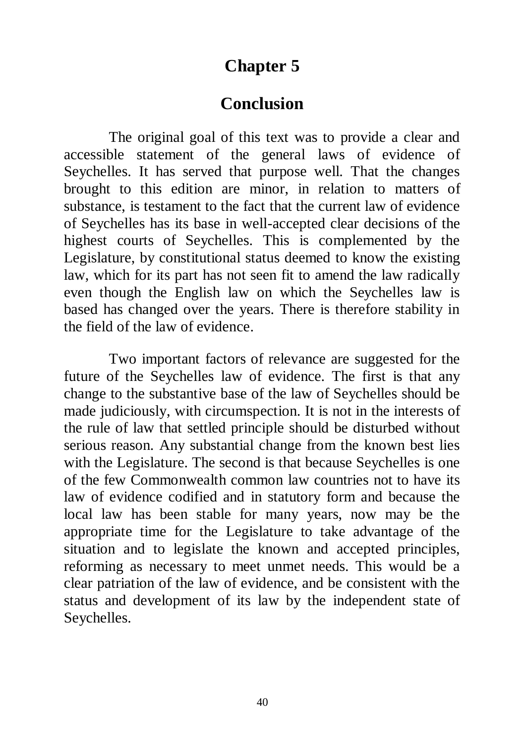# Chapter 5

## Conclusion

The original goal of this text was to provide a clear and accessible statement of the general laws of evidence of Seychelles. It has served that purpose well. That the changes brought to this edition are minor, in relation to matters of substance, is testament to the fact that the current law of evidence of Seychelles has its base in well-accepted clear decisions of the highest courts of Seychelles. This is complemented by the Legislature, by constitutional status deemed to know the existing law, which for its part has not seen fit to amend the law radically even though the English law on which the Seychelles law is based has changed over the years. There is therefore stability in the field of the law of evidence.

Two important factors of relevance are suggested for the future of the Seychelles law of evidence. The first is that any change to the substantive base of the law of Seychelles should be made judiciously, with circumspection. It is not in the interests of the rule of law that settled principle should be disturbed without serious reason. Any substantial change from the known best lies with the Legislature. The second is that because Seychelles is one of the few Commonwealth common law countries not to have its law of evidence codified and in statutory form and because the local law has been stable for many years, now may be the appropriate time for the Legislature to take advantage of the situation and to legislate the known and accepted principles, reforming as necessary to meet unmet needs. This would be a clear patriation of the law of evidence, and be consistent with the status and development of its law by the independent state of Seychelles.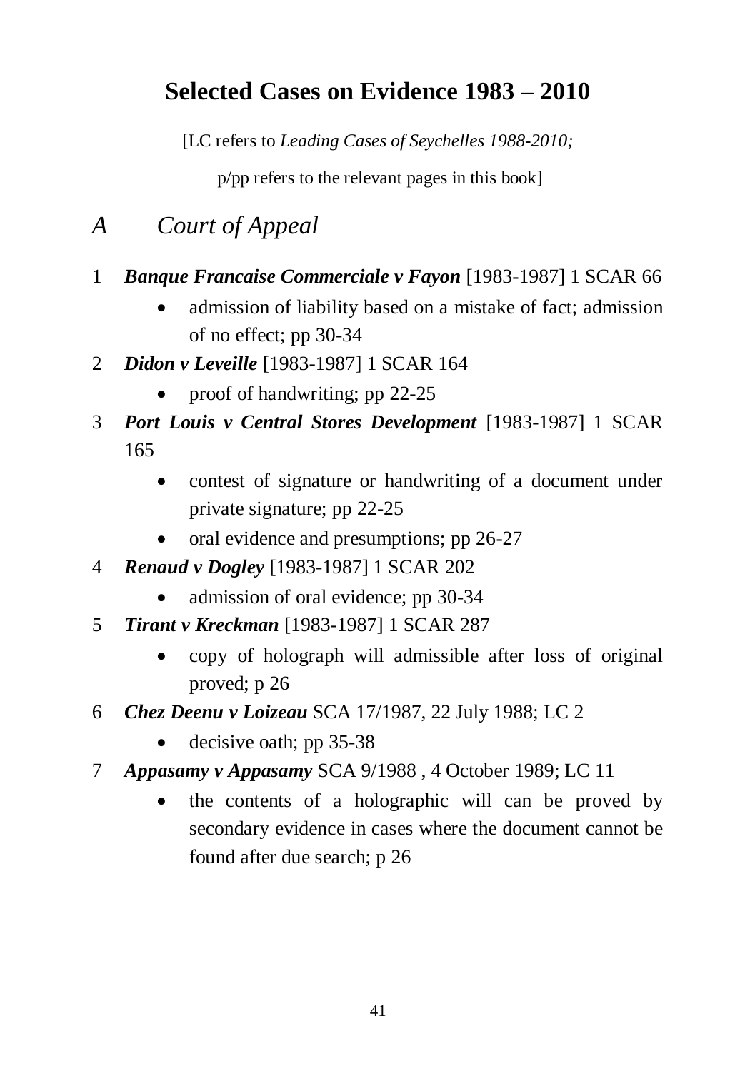# Selected Cases on Evidence 1983 – 2010

[LC refers to *Leading Cases of Seychelles 1988-2010;*

p/pp refers to the relevant pages in this book]

## *A Court of Appeal*

1 ***Banque Francaise Commerciale v Fayon*** [1983-1987] 1 SCAR 66

- admission of liability based on a mistake of fact; admission of no effect; pp 30-34

2 ***Didon v Leveille*** [1983-1987] 1 SCAR 164

- proof of handwriting; pp 22-25

3 ***Port Louis v Central Stores Development*** [1983-1987] 1 SCAR 165

- contest of signature or handwriting of a document under private signature; pp 22-25
- oral evidence and presumptions; pp 26-27

4 ***Renaud v Dogley*** [1983-1987] 1 SCAR 202

- admission of oral evidence; pp 30-34

5 ***Tirant v Kreckman*** [1983-1987] 1 SCAR 287

- copy of holograph will admissible after loss of original proved; p 26

6 ***Chez Deenu v Loizeau*** SCA 17/1987, 22 July 1988; LC 2

- decisive oath; pp 35-38

7 ***Appasamy v Appasamy*** SCA 9/1988 , 4 October 1989; LC 11

- the contents of a holographic will can be proved by secondary evidence in cases where the document cannot be found after due search; p 26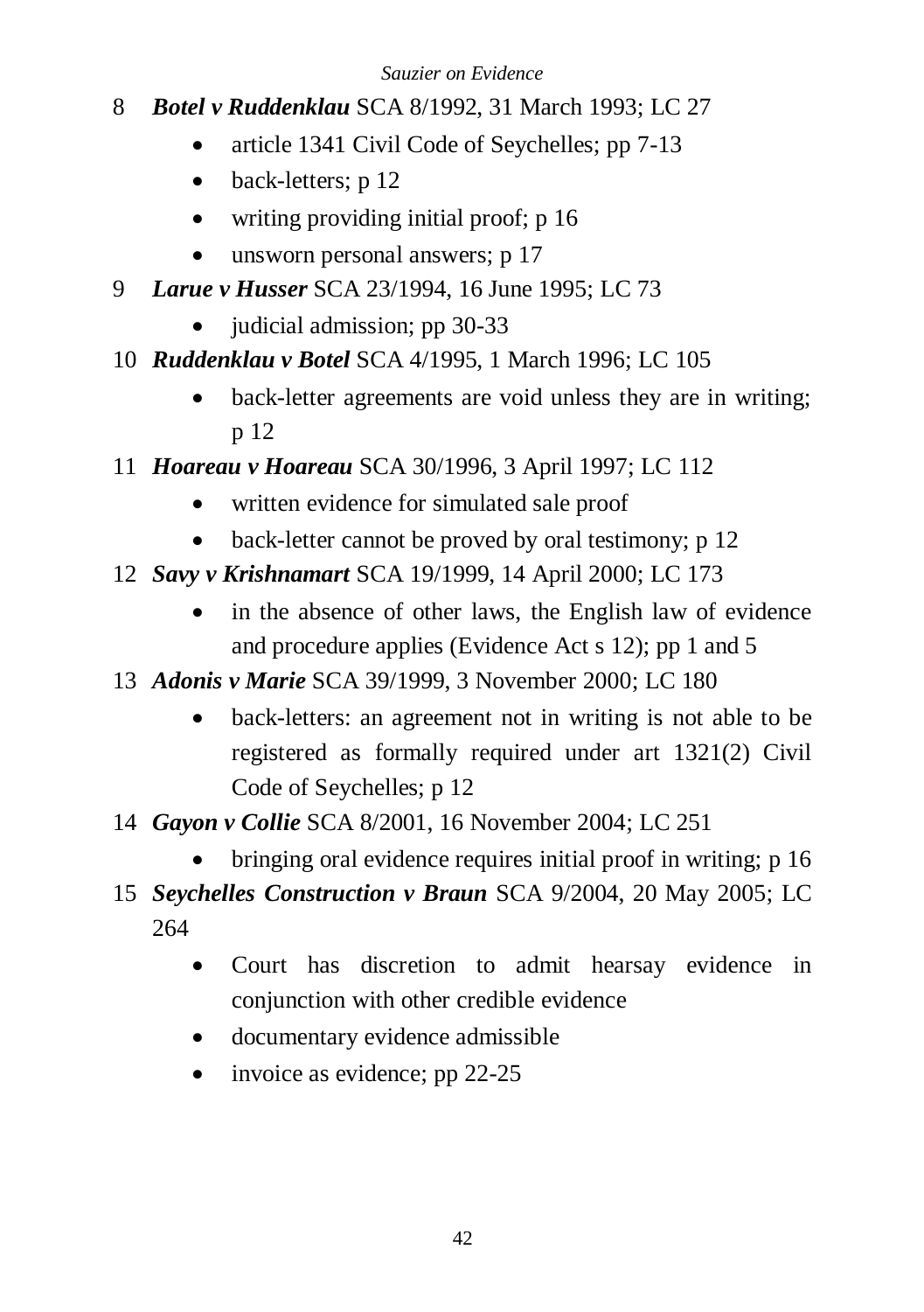8 ***Botel v Ruddenklau*** SCA 8/1992, 31 March 1993; LC 27

- article 1341 Civil Code of Seychelles; pp 7-13
- back-letters; p 12
- writing providing initial proof; p 16
- unsworn personal answers; p 17

9 ***Larue v Husser*** SCA 23/1994, 16 June 1995; LC 73

- judicial admission; pp 30-33

10 ***Ruddenklau v Botel*** SCA 4/1995, 1 March 1996; LC 105

- back-letter agreements are void unless they are in writing; p 12

11 ***Hoareau v Hoareau*** SCA 30/1996, 3 April 1997; LC 112

- written evidence for simulated sale proof
- back-letter cannot be proved by oral testimony; p 12

12 ***Savy v Krishnamart*** SCA 19/1999, 14 April 2000; LC 173

- in the absence of other laws, the English law of evidence and procedure applies (Evidence Act s 12); pp 1 and 5

13 ***Adonis v Marie*** SCA 39/1999, 3 November 2000; LC 180

- back-letters: an agreement not in writing is not able to be registered as formally required under art 1321(2) Civil Code of Seychelles; p 12

14 ***Gayon v Collie*** SCA 8/2001, 16 November 2004; LC 251

- bringing oral evidence requires initial proof in writing; p 16

15 ***Seychelles Construction v Braun*** SCA 9/2004, 20 May 2005; LC 264

- Court has discretion to admit hearsay evidence in conjunction with other credible evidence
- documentary evidence admissible
- invoice as evidence; pp 22-25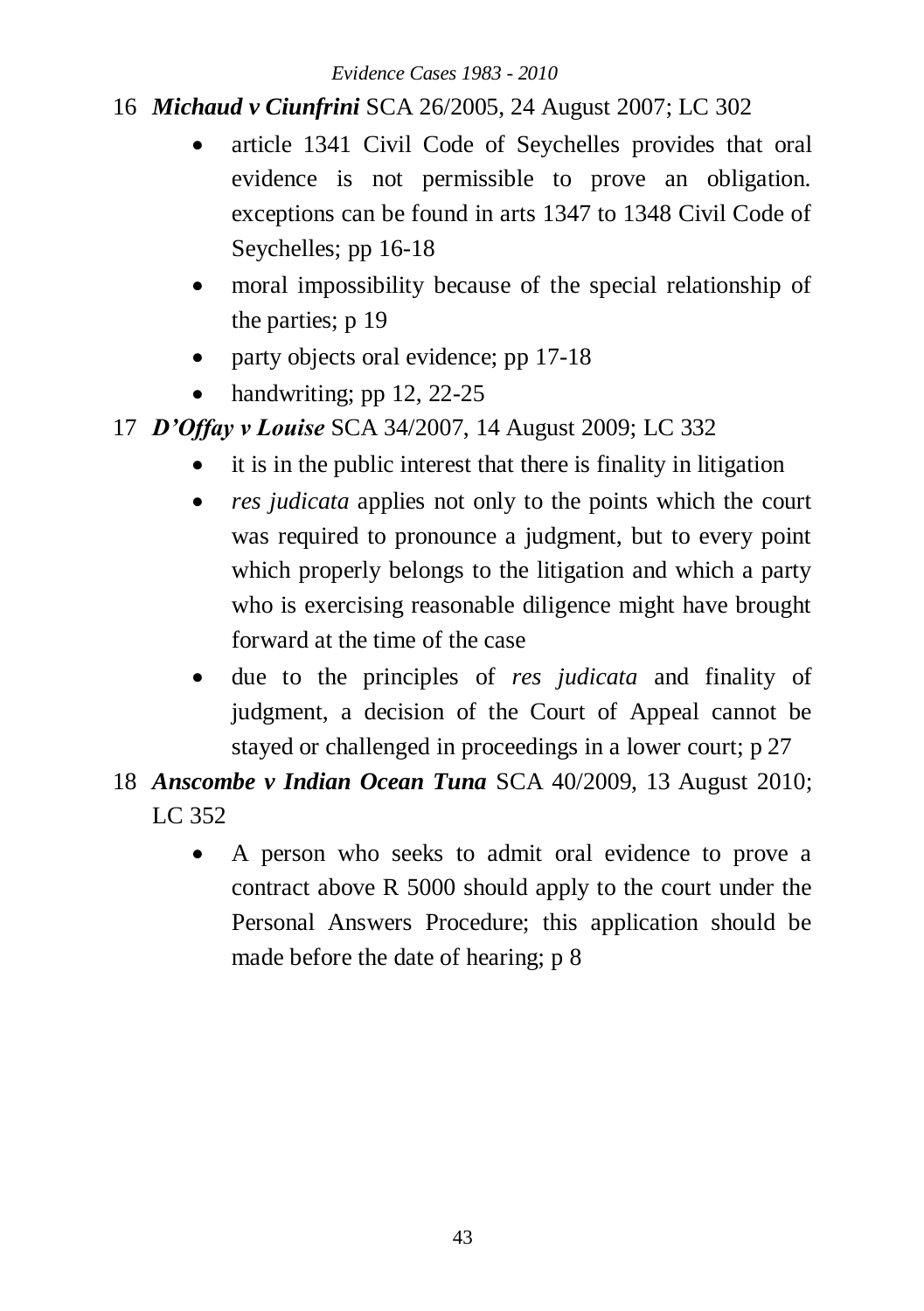16 ***Michaud v Ciunfrini*** SCA 26/2005, 24 August 2007; LC 302

- article 1341 Civil Code of Seychelles provides that oral evidence is not permissible to prove an obligation. exceptions can be found in arts 1347 to 1348 Civil Code of Seychelles; pp 16-18
- moral impossibility because of the special relationship of the parties; p 19
- party objects oral evidence; pp 17-18
- handwriting; pp 12, 22-25

17 ***D'Offay v Louise*** SCA 34/2007, 14 August 2009; LC 332

- it is in the public interest that there is finality in litigation
- *res judicata* applies not only to the points which the court was required to pronounce a judgment, but to every point which properly belongs to the litigation and which a party who is exercising reasonable diligence might have brought forward at the time of the case
- due to the principles of *res judicata* and finality of judgment, a decision of the Court of Appeal cannot be stayed or challenged in proceedings in a lower court; p 27

18 ***Anscombe v Indian Ocean Tuna*** SCA 40/2009, 13 August 2010; LC 352

- A person who seeks to admit oral evidence to prove a contract above R 5000 should apply to the court under the Personal Answers Procedure; this application should be made before the date of hearing; p 8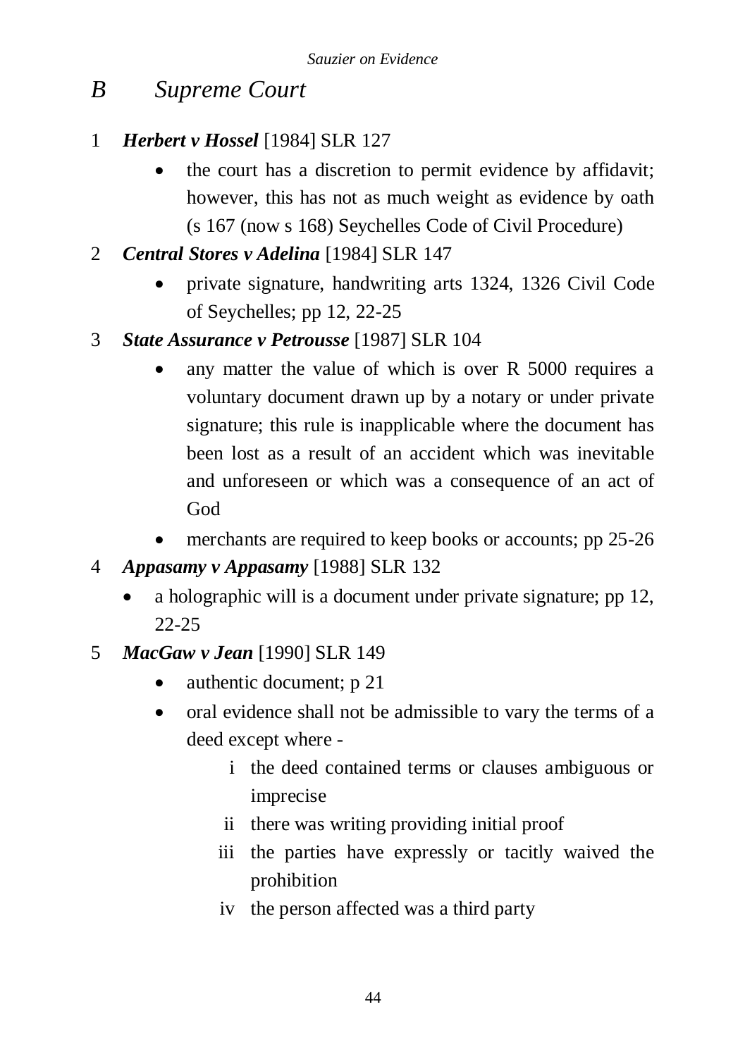## *B* *Supreme Court*

1. ***Herbert v Hossel*** [1984] SLR 127
   - the court has a discretion to permit evidence by affidavit; however, this has not as much weight as evidence by oath (s 167 (now s 168) Seychelles Code of Civil Procedure)
2. ***Central Stores v Adelina*** [1984] SLR 147
   - private signature, handwriting arts 1324, 1326 Civil Code of Seychelles; pp 12, 22-25
3. ***State Assurance v Petrousse*** [1987] SLR 104
   - any matter the value of which is over R 5000 requires a voluntary document drawn up by a notary or under private signature; this rule is inapplicable where the document has been lost as a result of an accident which was inevitable and unforeseen or which was a consequence of an act of God
   - merchants are required to keep books or accounts; pp 25-26
4. ***Appasamy v Appasamy*** [1988] SLR 132
   - a holographic will is a document under private signature; pp 12, 22-25
5. ***MacGaw v Jean*** [1990] SLR 149
   - authentic document; p 21
   - oral evidence shall not be admissible to vary the terms of a deed except where -
     - i the deed contained terms or clauses ambiguous or imprecise
     - ii there was writing providing initial proof
     - iii the parties have expressly or tacitly waived the prohibition
     - iv the person affected was a third party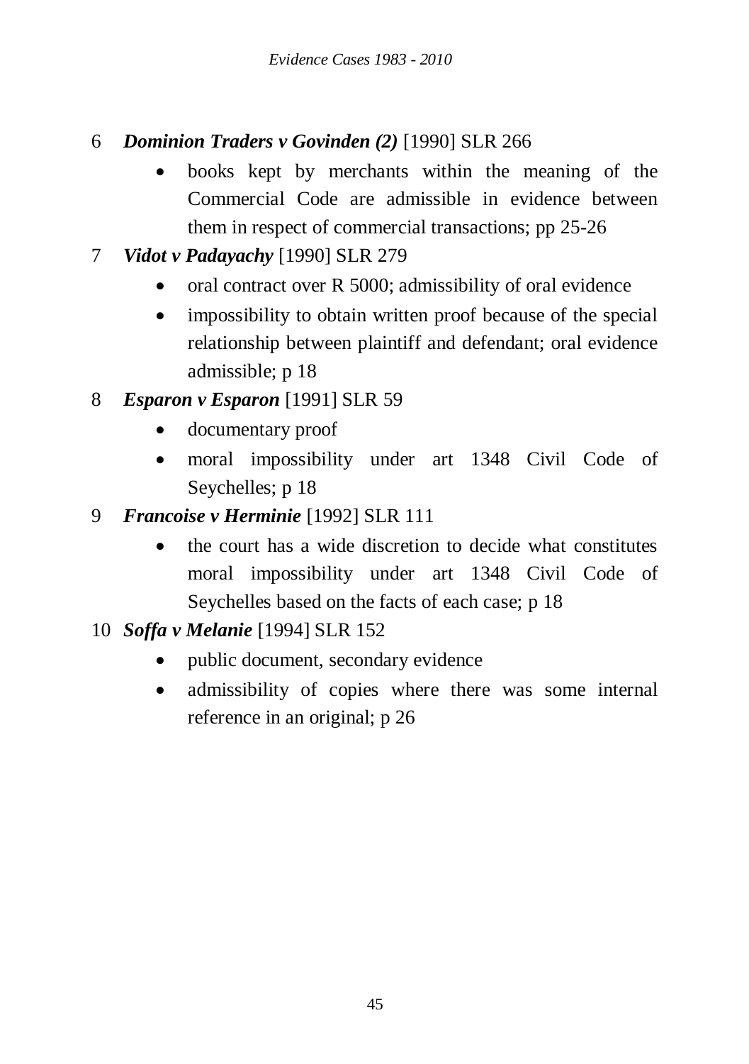6 ***Dominion Traders v Govinden (2)*** [1990] SLR 266

- books kept by merchants within the meaning of the Commercial Code are admissible in evidence between them in respect of commercial transactions; pp 25-26

7 ***Vidot v Padayachy*** [1990] SLR 279

- oral contract over R 5000; admissibility of oral evidence
- impossibility to obtain written proof because of the special relationship between plaintiff and defendant; oral evidence admissible; p 18

8 ***Esparon v Esparon*** [1991] SLR 59

- documentary proof
- moral impossibility under art 1348 Civil Code of Seychelles; p 18

9 ***Francoise v Herminie*** [1992] SLR 111

- the court has a wide discretion to decide what constitutes moral impossibility under art 1348 Civil Code of Seychelles based on the facts of each case; p 18

10 ***Soffa v Melanie*** [1994] SLR 152

- public document, secondary evidence
- admissibility of copies where there was some internal reference in an original; p 26